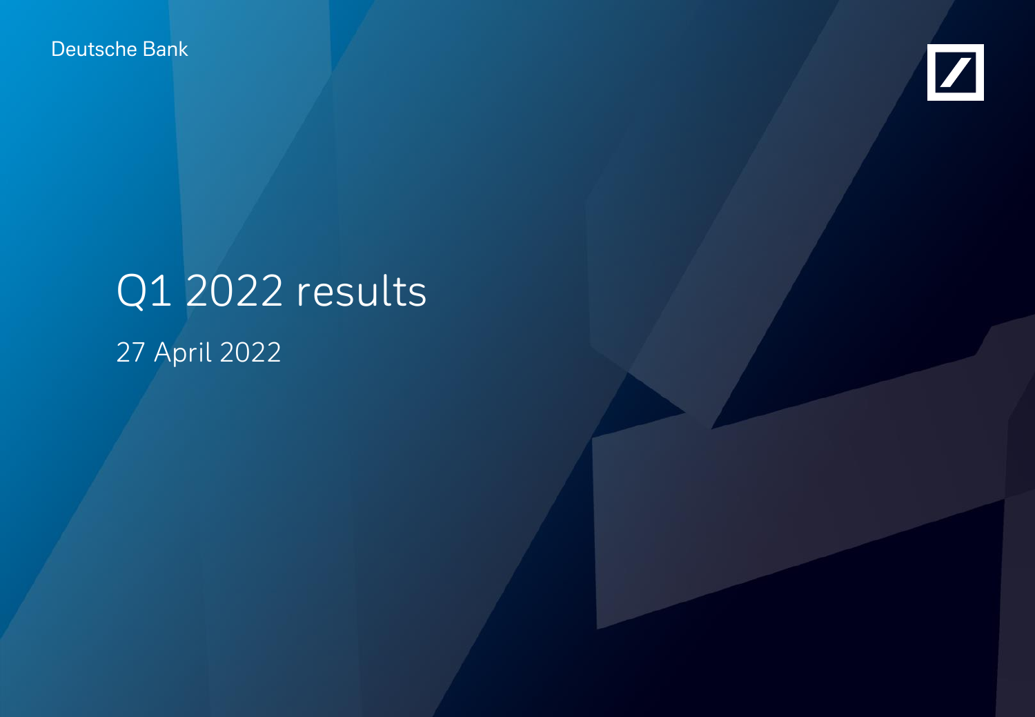Deutsche Bank

# Q1 2022 results

27 April 2022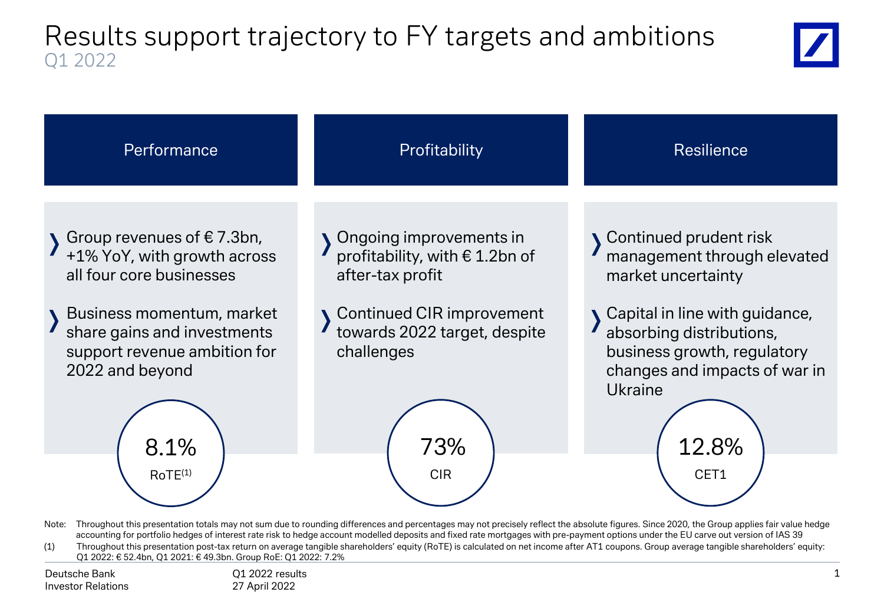# Results support trajectory to FY targets and ambitions

Q1 2022

## Performance

- Group revenues of € 7.3bn, +1% YoY, with growth across all four core businesses
- Business momentum, market share gains and investments support revenue ambition for 2022 and beyond

**8.1%**
RoTE[(1)]

## Profitability

- Ongoing improvements in profitability, with € 1.2bn of after-tax profit
- Continued CIR improvement towards 2022 target, despite challenges

**73%**
CIR

## Resilience

- Continued prudent risk management through elevated market uncertainty
- Capital in line with guidance, absorbing distributions, business growth, regulatory changes and impacts of war in Ukraine

**12.8%**
CET1

Note: Throughout this presentation totals may not sum due to rounding differences and percentages may not precisely reflect the absolute figures. Since 2020, the Group applies fair value hedge accounting for portfolio hedges of interest rate risk to hedge account modelled deposits and fixed rate mortgages with pre-payment options under the EU carve out version of IAS 39

(1) Throughout this presentation post-tax return on average tangible shareholders' equity (RoTE) is calculated on net income after AT1 coupons. Group average tangible shareholders' equity: Q1 2022: € 52.4bn, Q1 2021: € 49.3bn. Group RoE: Q1 2022: 7.2%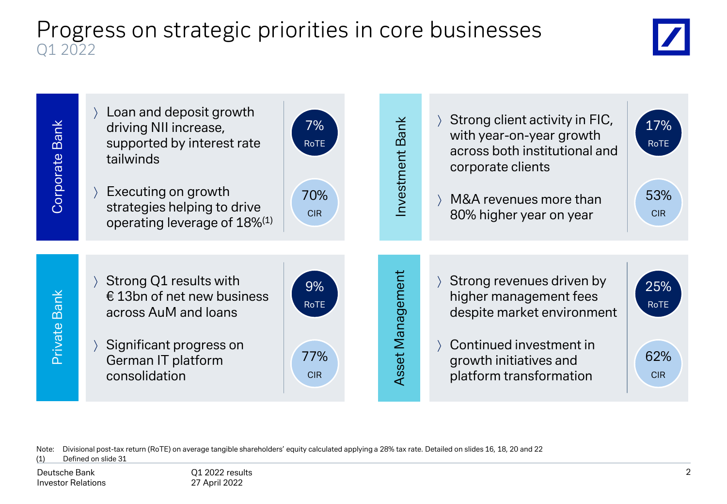# Progress on strategic priorities in core businesses

Q1 2022

## Corporate Bank

- Loan and deposit growth driving NII increase, supported by interest rate tailwinds
- Executing on growth strategies helping to drive operating leverage of 18%[1]

7% RoTE

70% CIR

## Investment Bank

- Strong client activity in FIC, with year-on-year growth across both institutional and corporate clients
- M&A revenues more than 80% higher year on year

17% RoTE

53% CIR

## Private Bank

- Strong Q1 results with € 13bn of net new business across AuM and loans
- Significant progress on German IT platform consolidation

9% RoTE

77% CIR

## Asset Management

- Strong revenues driven by higher management fees despite market environment
- Continued investment in growth initiatives and platform transformation

25% RoTE

62% CIR

Note: Divisional post-tax return (RoTE) on average tangible shareholders' equity calculated applying a 28% tax rate. Detailed on slides 16, 18, 20 and 22

(1) Defined on slide 31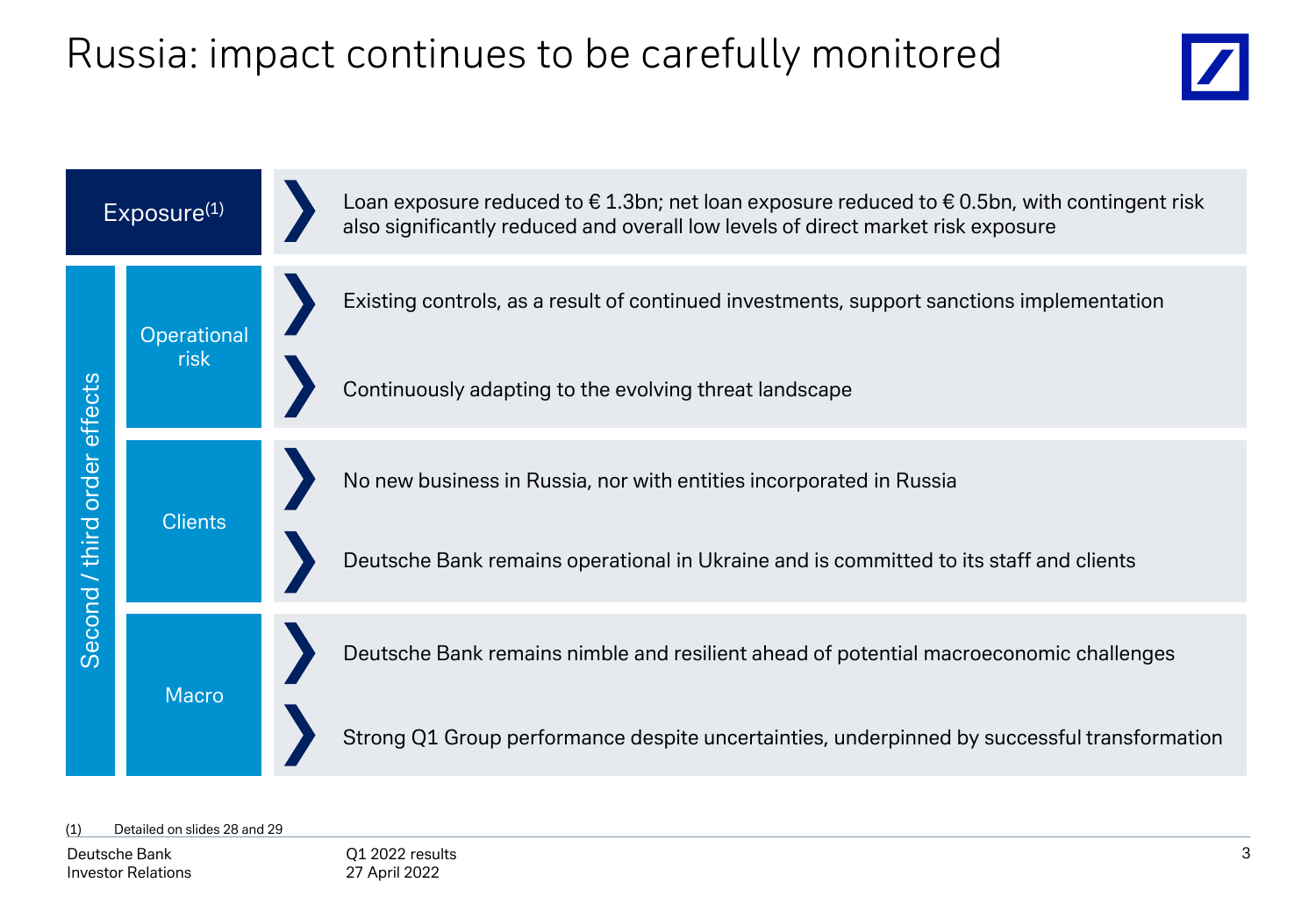# Russia: impact continues to be carefully monitored

| | | |
|---|---|---|
| **Exposure**[1] | | Loan exposure reduced to € 1.3bn; net loan exposure reduced to € 0.5bn, with contingent risk also significantly reduced and overall low levels of direct market risk exposure |
| **Second / third order effects** | Operational risk | Existing controls, as a result of continued investments, support sanctions implementation |
| | | Continuously adapting to the evolving threat landscape |
| | Clients | No new business in Russia, nor with entities incorporated in Russia |
| | | Deutsche Bank remains operational in Ukraine and is committed to its staff and clients |
| | Macro | Deutsche Bank remains nimble and resilient ahead of potential macroeconomic challenges |
| | | Strong Q1 Group performance despite uncertainties, underpinned by successful transformation |

(1) Detailed on slides 28 and 29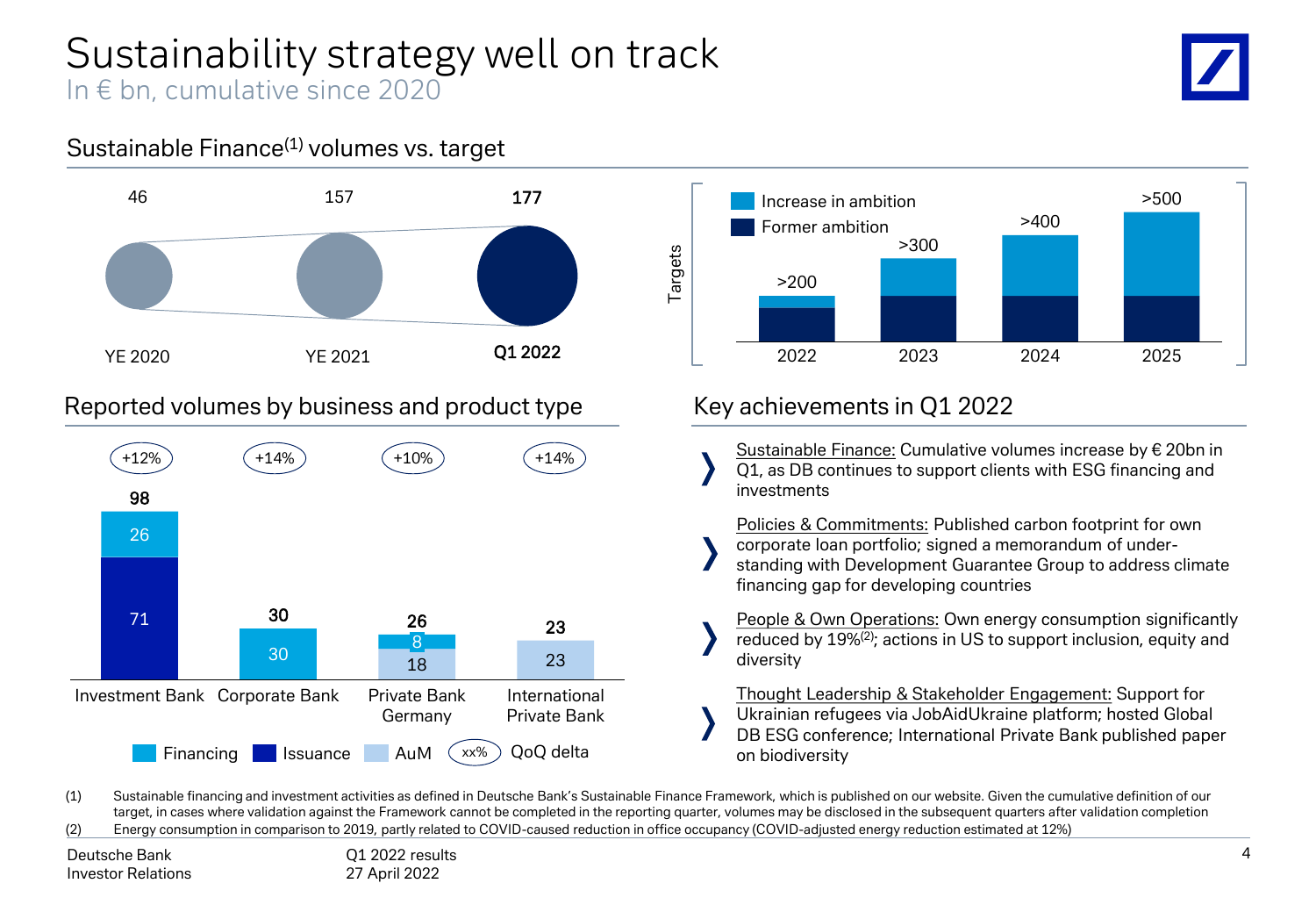# Sustainability strategy well on track

In € bn, cumulative since 2020

## Sustainable Finance(1) volumes vs. target

| YE 2020 | YE 2021 | Q1 2022 |
|---|---|---|
| 46 | 157 | **177** |

**Targets**

| | 2022 | 2023 | 2024 | 2025 |
|---|---|---|---|---|
| Target | >200 | >300 | >400 | >500 |

Legend: Increase in ambition; Former ambition

## Reported volumes by business and product type

| | Investment Bank | Corporate Bank | Private Bank Germany | International Private Bank |
|---|---|---|---|---|
| QoQ delta | +12% | +14% | +10% | +14% |
| Total | 98 | 30 | 26 | 23 |
| Financing | 26 | 30 | 8 | |
| Issuance | 71 | | | |
| AuM | | | 18 | 23 |

Legend: Financing; Issuance; AuM; xx% QoQ delta

## Key achievements in Q1 2022

- Sustainable Finance: Cumulative volumes increase by € 20bn in Q1, as DB continues to support clients with ESG financing and investments
- Policies & Commitments: Published carbon footprint for own corporate loan portfolio; signed a memorandum of under-standing with Development Guarantee Group to address climate financing gap for developing countries
- People & Own Operations: Own energy consumption significantly reduced by 19%(2); actions in US to support inclusion, equity and diversity
- Thought Leadership & Stakeholder Engagement: Support for Ukrainian refugees via JobAidUkraine platform; hosted Global DB ESG conference; International Private Bank published paper on biodiversity

(1) Sustainable financing and investment activities as defined in Deutsche Bank's Sustainable Finance Framework, which is published on our website. Given the cumulative definition of our target, in cases where validation against the Framework cannot be completed in the reporting quarter, volumes may be disclosed in the subsequent quarters after validation completion

(2) Energy consumption in comparison to 2019, partly related to COVID-caused reduction in office occupancy (COVID-adjusted energy reduction estimated at 12%)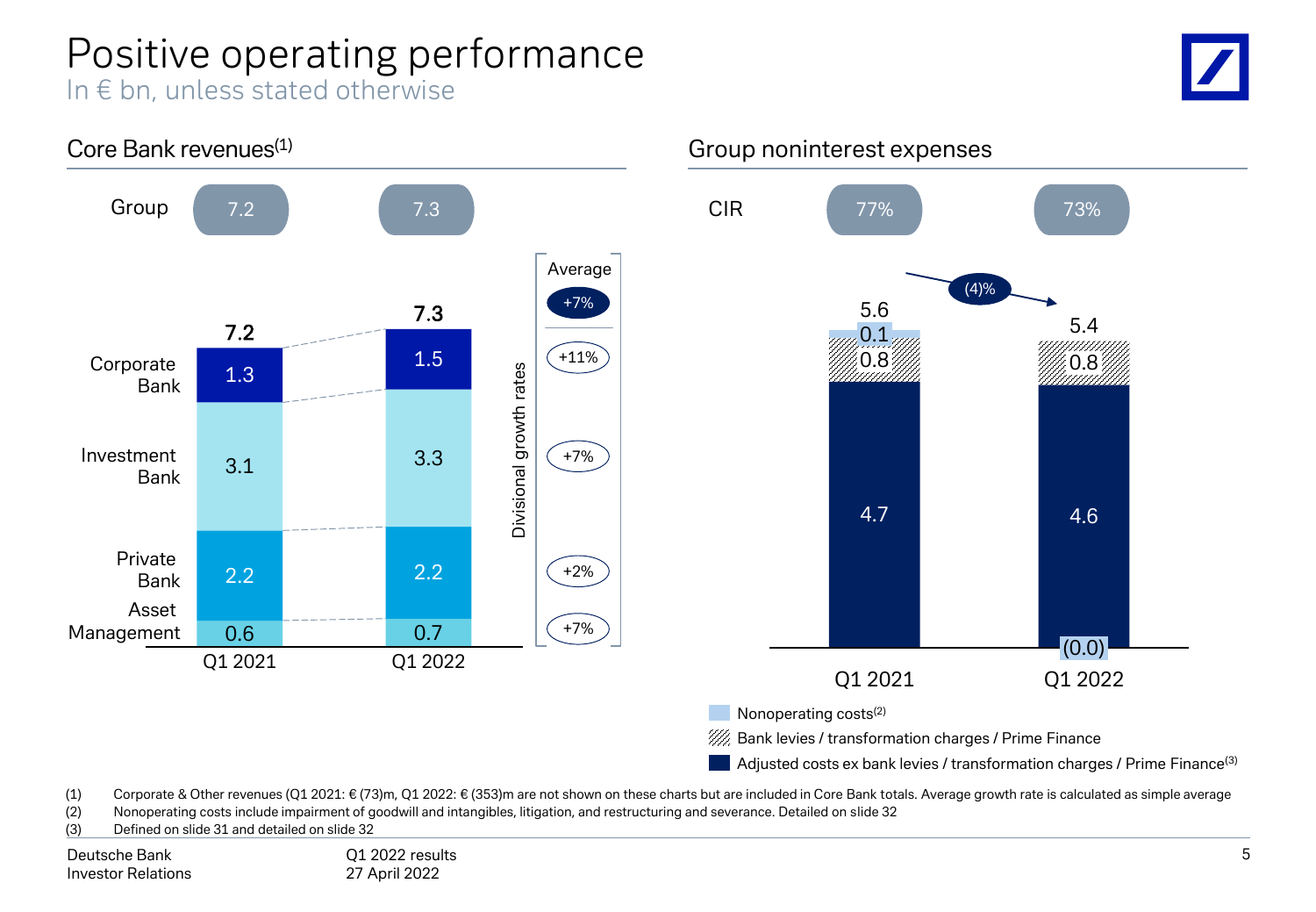# Positive operating performance

In € bn, unless stated otherwise

## Core Bank revenues[(1)]

| | Q1 2021 | Q1 2022 | Divisional growth rates |
|---|---|---|---|
| Group | 7.2 | 7.3 | |
| Core Bank total | 7.2 | 7.3 | Average +7% |
| Corporate Bank | 1.3 | 1.5 | +11% |
| Investment Bank | 3.1 | 3.3 | +7% |
| Private Bank | 2.2 | 2.2 | +2% |
| Asset Management | 0.6 | 0.7 | +7% |

## Group noninterest expenses

| | Q1 2021 | Q1 2022 |
|---|---|---|
| CIR | 77% | 73% |
| Total | 5.6 | 5.4 |
| Nonoperating costs[(2)] | 0.1 | (0.0) |
| Bank levies / transformation charges / Prime Finance | 0.8 | 0.8 |
| Adjusted costs ex bank levies / transformation charges / Prime Finance[(3)] | 4.7 | 4.6 |

Change: (4)%

(1) Corporate & Other revenues (Q1 2021: € (73)m, Q1 2022: € (353)m are not shown on these charts but are included in Core Bank totals. Average growth rate is calculated as simple average

(2) Nonoperating costs include impairment of goodwill and intangibles, litigation, and restructuring and severance. Detailed on slide 32

(3) Defined on slide 31 and detailed on slide 32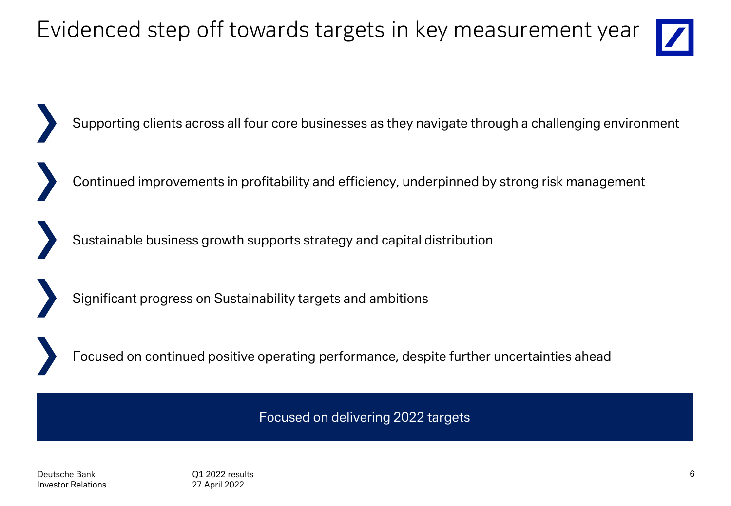# Evidenced step off towards targets in key measurement year

- Supporting clients across all four core businesses as they navigate through a challenging environment
- Continued improvements in profitability and efficiency, underpinned by strong risk management
- Sustainable business growth supports strategy and capital distribution
- Significant progress on Sustainability targets and ambitions
- Focused on continued positive operating performance, despite further uncertainties ahead

**Focused on delivering 2022 targets**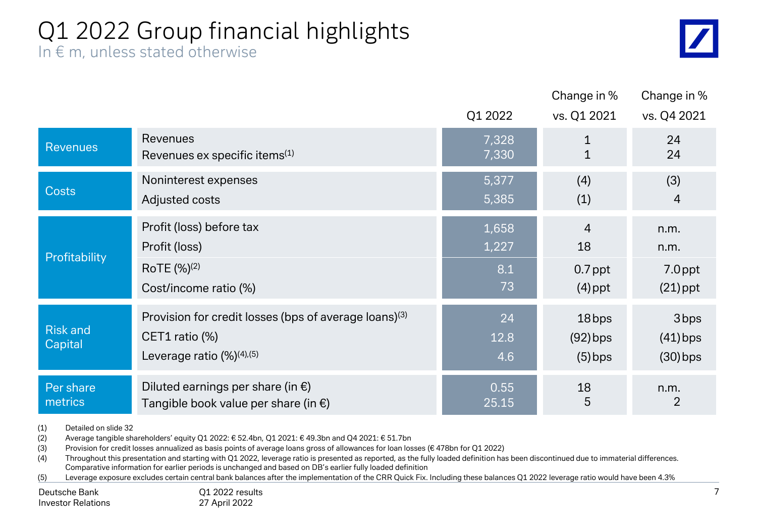# Q1 2022 Group financial highlights

In € m, unless stated otherwise

| | | Q1 2022 | Change in % vs. Q1 2021 | Change in % vs. Q4 2021 |
|---|---|---|---|---|
| Revenues | Revenues | 7,328 | 1 | 24 |
| | Revenues ex specific items[1] | 7,330 | 1 | 24 |
| Costs | Noninterest expenses | 5,377 | (4) | (3) |
| | Adjusted costs | 5,385 | (1) | 4 |
| Profitability | Profit (loss) before tax | 1,658 | 4 | n.m. |
| | Profit (loss) | 1,227 | 18 | n.m. |
| | RoTE (%)[2] | 8.1 | 0.7 ppt | 7.0 ppt |
| | Cost/income ratio (%) | 73 | (4) ppt | (21) ppt |
| Risk and Capital | Provision for credit losses (bps of average loans)[3] | 24 | 18 bps | 3 bps |
| | CET1 ratio (%) | 12.8 | (92) bps | (41) bps |
| | Leverage ratio (%)[4],[5] | 4.6 | (5) bps | (30) bps |
| Per share metrics | Diluted earnings per share (in €) | 0.55 | 18 | n.m. |
| | Tangible book value per share (in €) | 25.15 | 5 | 2 |

(1) Detailed on slide 32
(2) Average tangible shareholders' equity Q1 2022: € 52.4bn, Q1 2021: € 49.3bn and Q4 2021: € 51.7bn
(3) Provision for credit losses annualized as basis points of average loans gross of allowances for loan losses (€ 478bn for Q1 2022)
(4) Throughout this presentation and starting with Q1 2022, leverage ratio is presented as reported, as the fully loaded definition has been discontinued due to immaterial differences. Comparative information for earlier periods is unchanged and based on DB's earlier fully loaded definition
(5) Leverage exposure excludes certain central bank balances after the implementation of the CRR Quick Fix. Including these balances Q1 2022 leverage ratio would have been 4.3%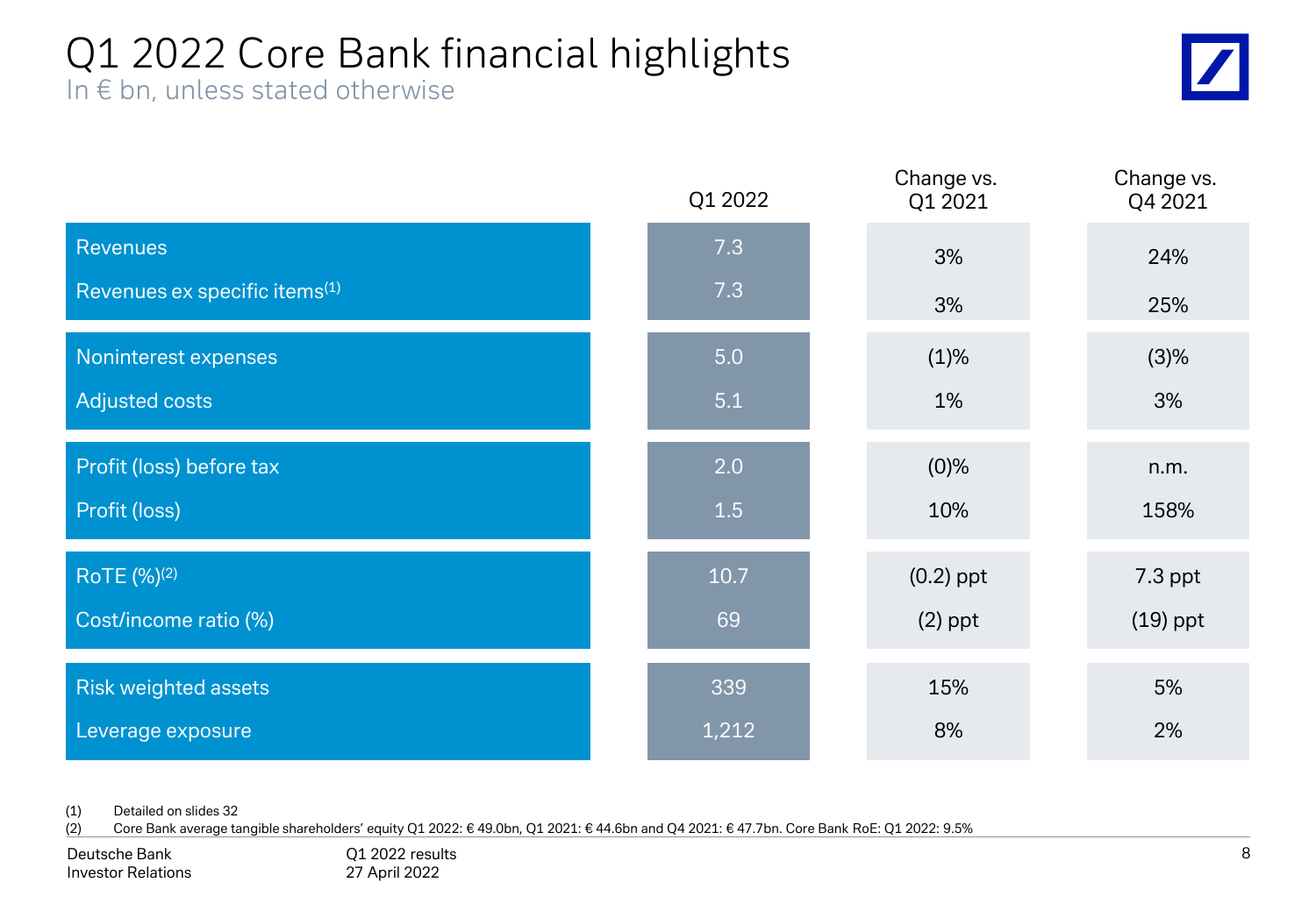# Q1 2022 Core Bank financial highlights

In € bn, unless stated otherwise

| | Q1 2022 | Change vs. Q1 2021 | Change vs. Q4 2021 |
|---|---|---|---|
| Revenues | 7.3 | 3% | 24% |
| Revenues ex specific items[1] | 7.3 | 3% | 25% |
| Noninterest expenses | 5.0 | (1)% | (3)% |
| Adjusted costs | 5.1 | 1% | 3% |
| Profit (loss) before tax | 2.0 | (0)% | n.m. |
| Profit (loss) | 1.5 | 10% | 158% |
| RoTE (%)[2] | 10.7 | (0.2) ppt | 7.3 ppt |
| Cost/income ratio (%) | 69 | (2) ppt | (19) ppt |
| Risk weighted assets | 339 | 15% | 5% |
| Leverage exposure | 1,212 | 8% | 2% |

(1) Detailed on slides 32
(2) Core Bank average tangible shareholders' equity Q1 2022: € 49.0bn, Q1 2021: € 44.6bn and Q4 2021: € 47.7bn. Core Bank RoE: Q1 2022: 9.5%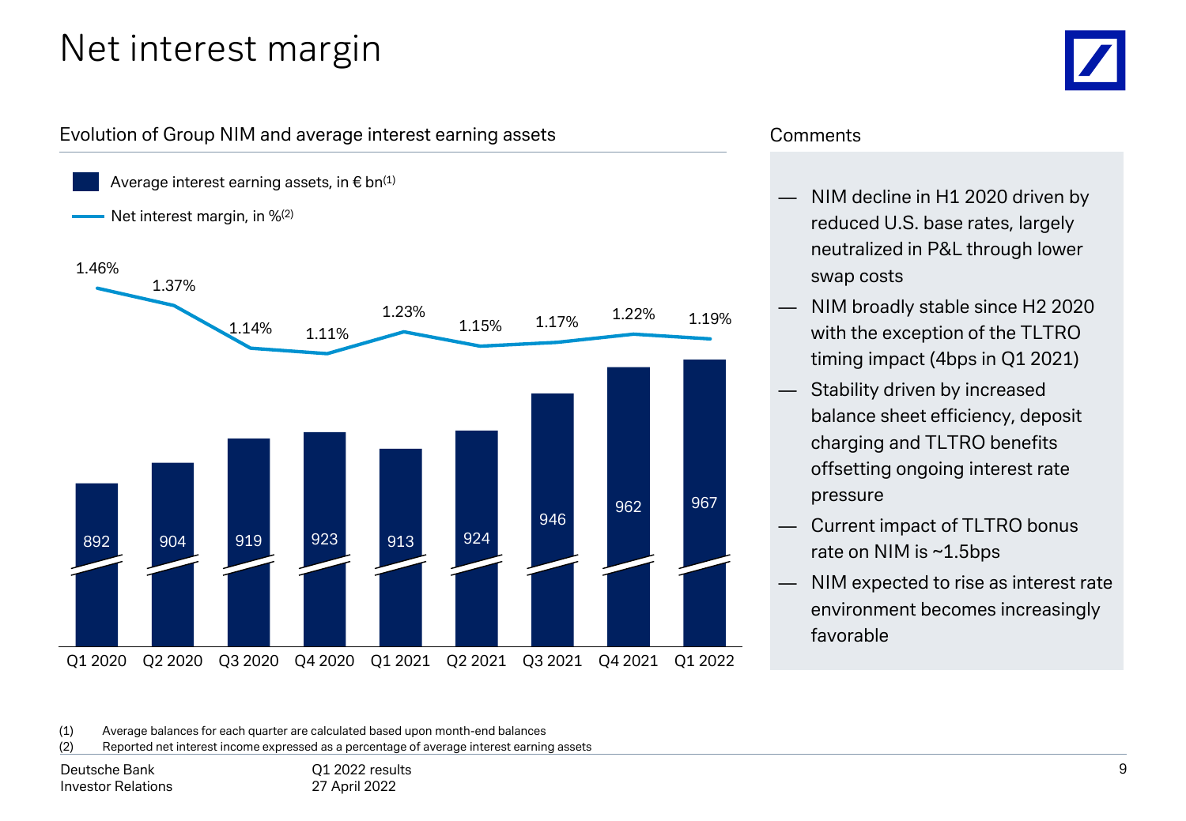# Net interest margin

## Evolution of Group NIM and average interest earning assets

| | Q1 2020 | Q2 2020 | Q3 2020 | Q4 2020 | Q1 2021 | Q2 2021 | Q3 2021 | Q4 2021 | Q1 2022 |
|---|---|---|---|---|---|---|---|---|---|
| Average interest earning assets, in € bn[1] | 892 | 904 | 919 | 923 | 913 | 924 | 946 | 962 | 967 |
| Net interest margin, in %[2] | 1.46% | 1.37% | 1.14% | 1.11% | 1.23% | 1.15% | 1.17% | 1.22% | 1.19% |

## Comments

- NIM decline in H1 2020 driven by reduced U.S. base rates, largely neutralized in P&L through lower swap costs
- NIM broadly stable since H2 2020 with the exception of the TLTRO timing impact (4bps in Q1 2021)
- Stability driven by increased balance sheet efficiency, deposit charging and TLTRO benefits offsetting ongoing interest rate pressure
- Current impact of TLTRO bonus rate on NIM is ~1.5bps
- NIM expected to rise as interest rate environment becomes increasingly favorable

(1) Average balances for each quarter are calculated based upon month-end balances
(2) Reported net interest income expressed as a percentage of average interest earning assets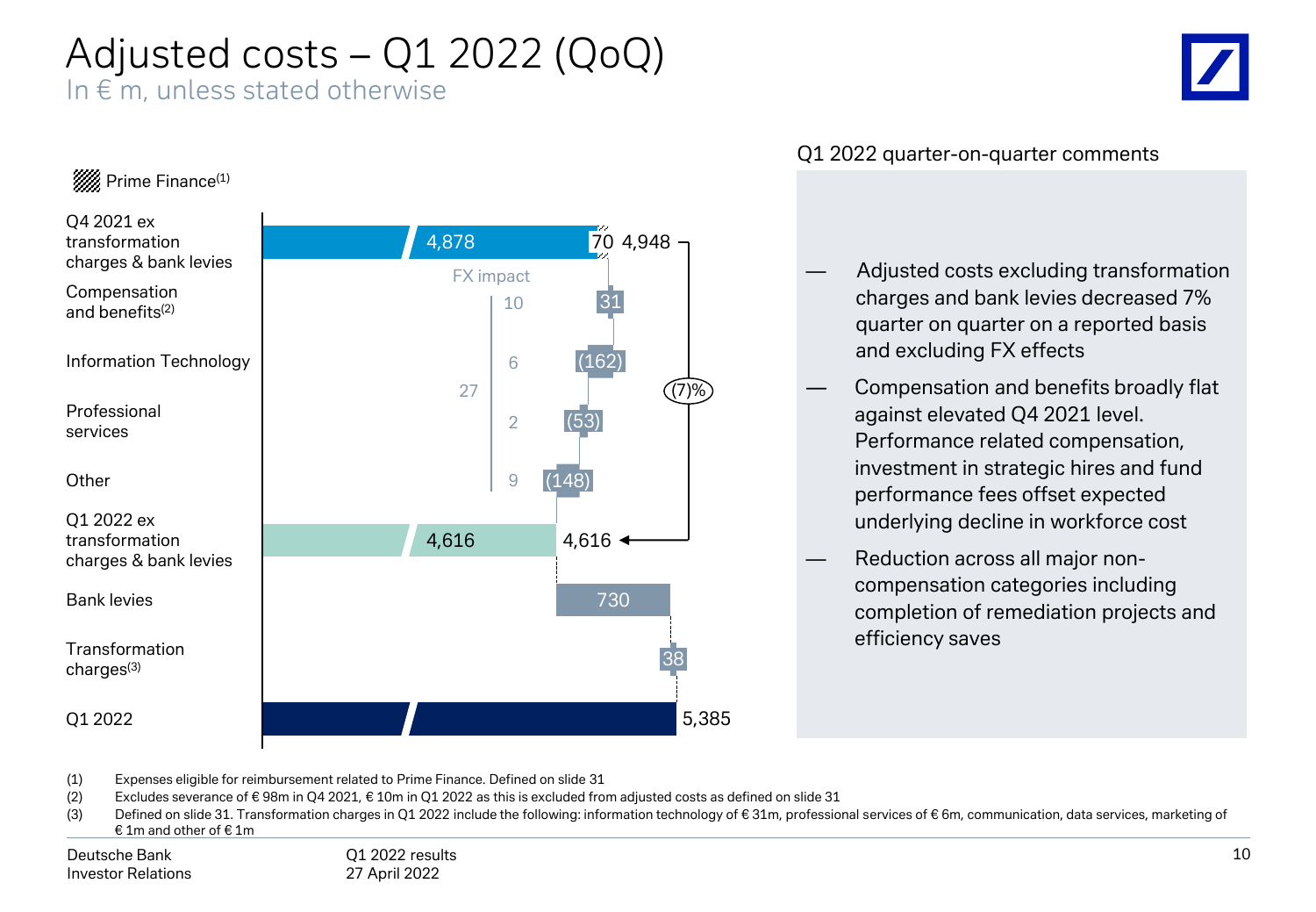# Adjusted costs – Q1 2022 (QoQ)

In € m, unless stated otherwise

Prime Finance[1]

| Category | Value | Prime Finance | FX impact | Total |
|---|---|---|---|---|
| Q4 2021 ex transformation charges & bank levies | 4,878 | 70 | | 4,948 |
| Compensation and benefits[2] | 31 | | 10 | |
| Information Technology | (162) | | 6 | |
| Professional services | (53) | | 2 | |
| Other | (148) | | 9 | |
| Q1 2022 ex transformation charges & bank levies | 4,616 | | | 4,616 |
| Bank levies | 730 | | | |
| Transformation charges[3] | 38 | | | |
| Q1 2022 | | | | 5,385 |

Total FX impact: 27

Change Q4 2021 to Q1 2022 ex transformation charges & bank levies: (7)%

### Q1 2022 quarter-on-quarter comments

- Adjusted costs excluding transformation charges and bank levies decreased 7% quarter on quarter on a reported basis and excluding FX effects
- Compensation and benefits broadly flat against elevated Q4 2021 level. Performance related compensation, investment in strategic hires and fund performance fees offset expected underlying decline in workforce cost
- Reduction across all major non-compensation categories including completion of remediation projects and efficiency saves

(1) Expenses eligible for reimbursement related to Prime Finance. Defined on slide 31

(2) Excludes severance of € 98m in Q4 2021, € 10m in Q1 2022 as this is excluded from adjusted costs as defined on slide 31

(3) Defined on slide 31. Transformation charges in Q1 2022 include the following: information technology of € 31m, professional services of € 6m, communication, data services, marketing of € 1m and other of € 1m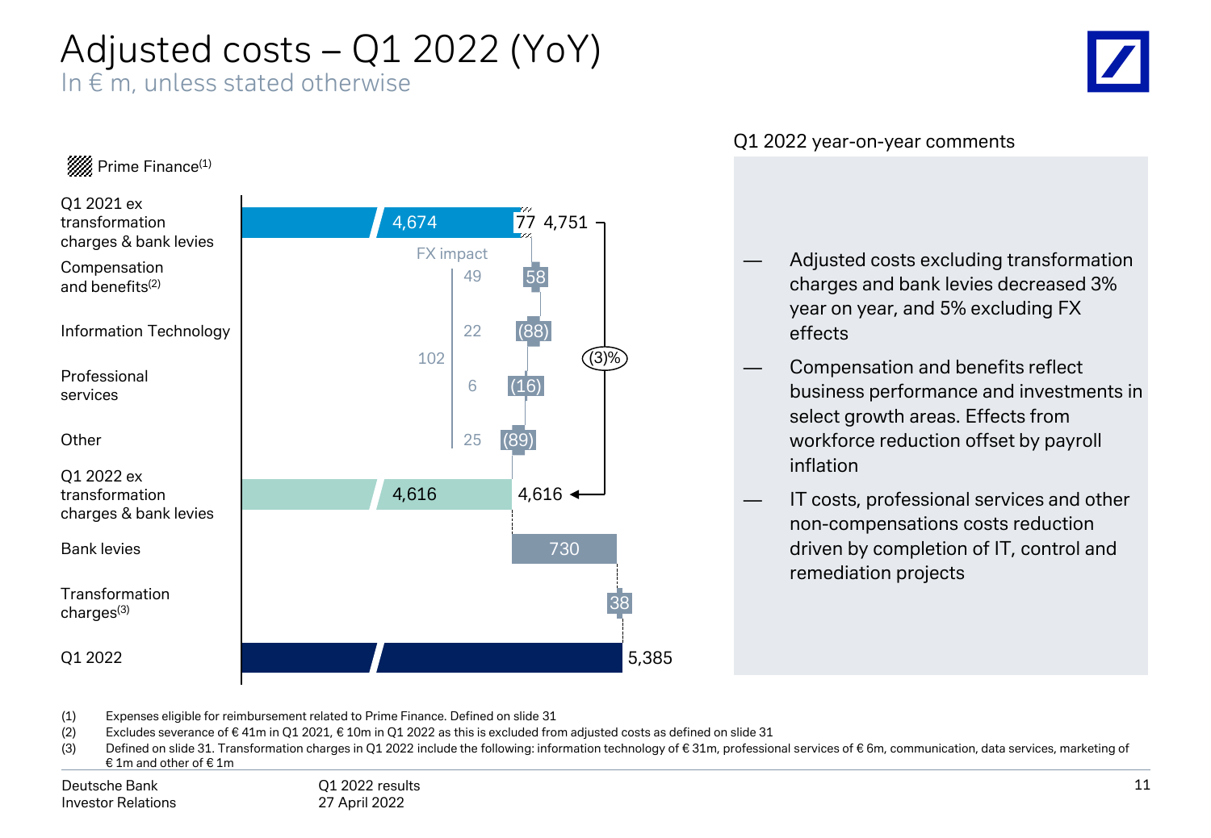# Adjusted costs – Q1 2022 (YoY)

In € m, unless stated otherwise

Prime Finance(1)

| | Value | FX impact |
|---|---|---|
| Q1 2021 ex transformation charges & bank levies | 4,674 + 77 = 4,751 | |
| Compensation and benefits(2) | 58 | 49 |
| Information Technology | (88) | 22 |
| Professional services | (16) | 6 |
| Other | (89) | 25 |
| Q1 2022 ex transformation charges & bank levies | 4,616 | |
| Bank levies | 730 | |
| Transformation charges(3) | 38 | |
| Q1 2022 | 5,385 | |

Total FX impact: 102

Change Q1 2021 to Q1 2022 ex transformation charges & bank levies: (3)%

## Q1 2022 year-on-year comments

- Adjusted costs excluding transformation charges and bank levies decreased 3% year on year, and 5% excluding FX effects
- Compensation and benefits reflect business performance and investments in select growth areas. Effects from workforce reduction offset by payroll inflation
- IT costs, professional services and other non-compensations costs reduction driven by completion of IT, control and remediation projects

(1) Expenses eligible for reimbursement related to Prime Finance. Defined on slide 31

(2) Excludes severance of € 41m in Q1 2021, € 10m in Q1 2022 as this is excluded from adjusted costs as defined on slide 31

(3) Defined on slide 31. Transformation charges in Q1 2022 include the following: information technology of € 31m, professional services of € 6m, communication, data services, marketing of € 1m and other of € 1m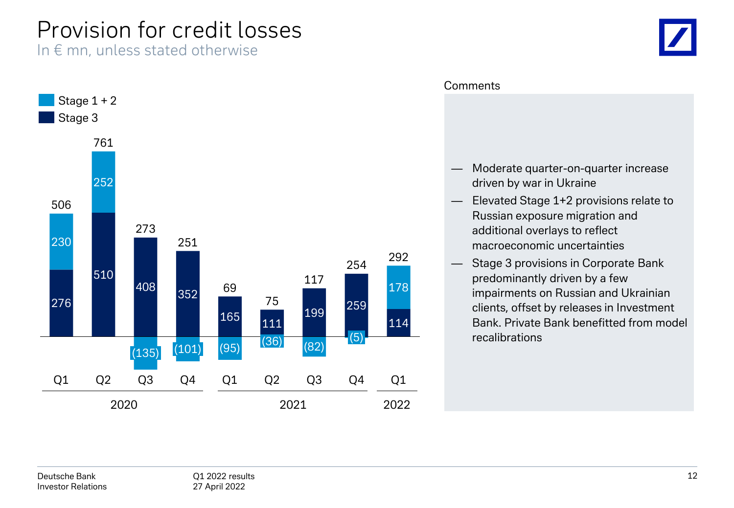# Provision for credit losses

In € mn, unless stated otherwise

| | 2020 Q1 | 2020 Q2 | 2020 Q3 | 2020 Q4 | 2021 Q1 | 2021 Q2 | 2021 Q3 | 2021 Q4 | 2022 Q1 |
|---|---|---|---|---|---|---|---|---|---|
| Stage 1 + 2 | 230 | 252 | (135) | (101) | (95) | (36) | (82) | (5) | 178 |
| Stage 3 | 276 | 510 | 408 | 352 | 165 | 111 | 199 | 259 | 114 |
| Total | 506 | 761 | 273 | 251 | 69 | 75 | 117 | 254 | 292 |

Comments

- Moderate quarter-on-quarter increase driven by war in Ukraine
- Elevated Stage 1+2 provisions relate to Russian exposure migration and additional overlays to reflect macroeconomic uncertainties
- Stage 3 provisions in Corporate Bank predominantly driven by a few impairments on Russian and Ukrainian clients, offset by releases in Investment Bank. Private Bank benefitted from model recalibrations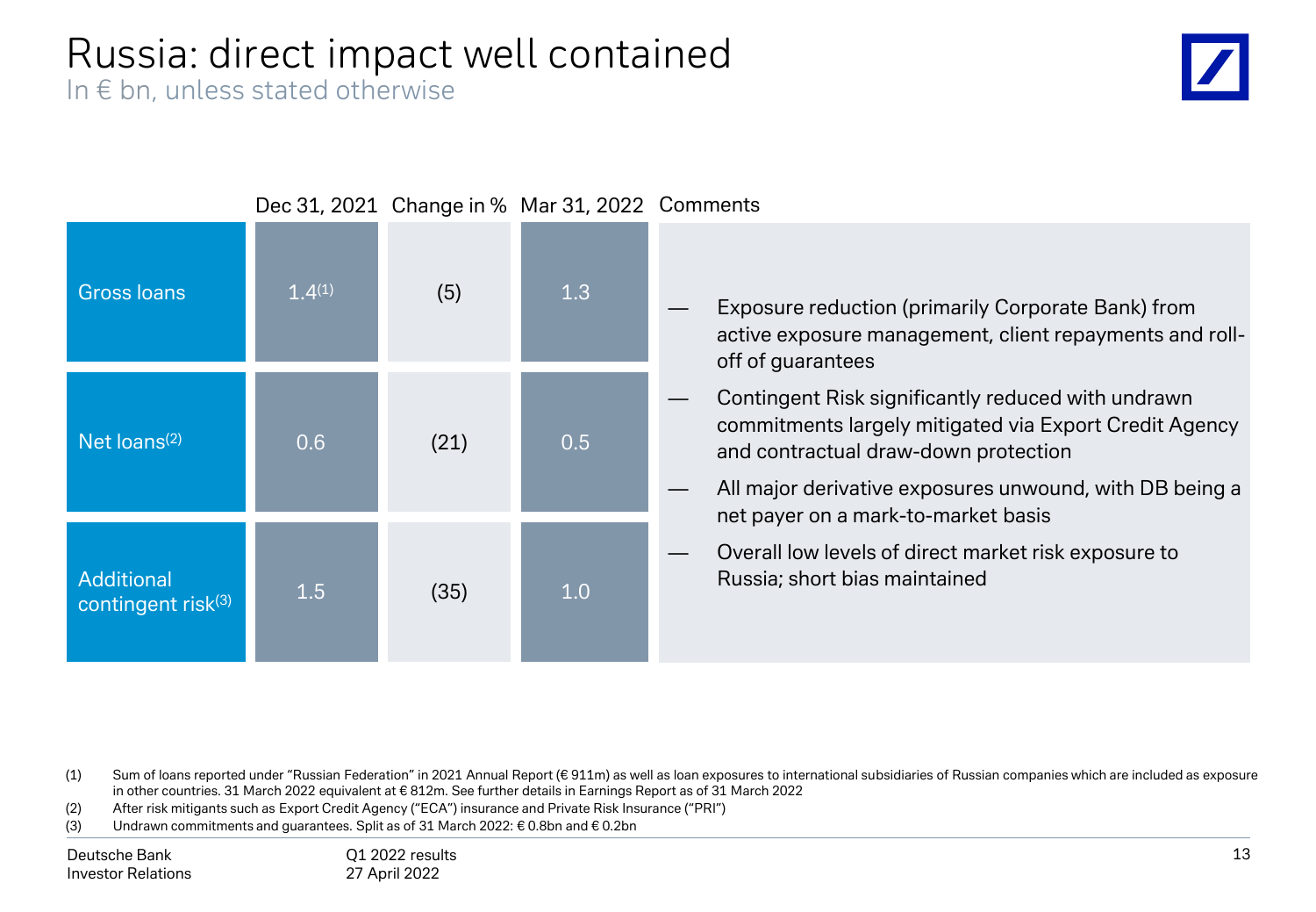# Russia: direct impact well contained

In € bn, unless stated otherwise

| | Dec 31, 2021 | Change in % | Mar 31, 2022 |
|---|---|---|---|
| Gross loans | 1.4[1] | (5) | 1.3 |
| Net loans[2] | 0.6 | (21) | 0.5 |
| Additional contingent risk[3] | 1.5 | (35) | 1.0 |

Comments

- Exposure reduction (primarily Corporate Bank) from active exposure management, client repayments and roll-off of guarantees
- Contingent Risk significantly reduced with undrawn commitments largely mitigated via Export Credit Agency and contractual draw-down protection
- All major derivative exposures unwound, with DB being a net payer on a mark-to-market basis
- Overall low levels of direct market risk exposure to Russia; short bias maintained

(1) Sum of loans reported under "Russian Federation" in 2021 Annual Report (€ 911m) as well as loan exposures to international subsidiaries of Russian companies which are included as exposure in other countries. 31 March 2022 equivalent at € 812m. See further details in Earnings Report as of 31 March 2022

(2) After risk mitigants such as Export Credit Agency ("ECA") insurance and Private Risk Insurance ("PRI")

(3) Undrawn commitments and guarantees. Split as of 31 March 2022: € 0.8bn and € 0.2bn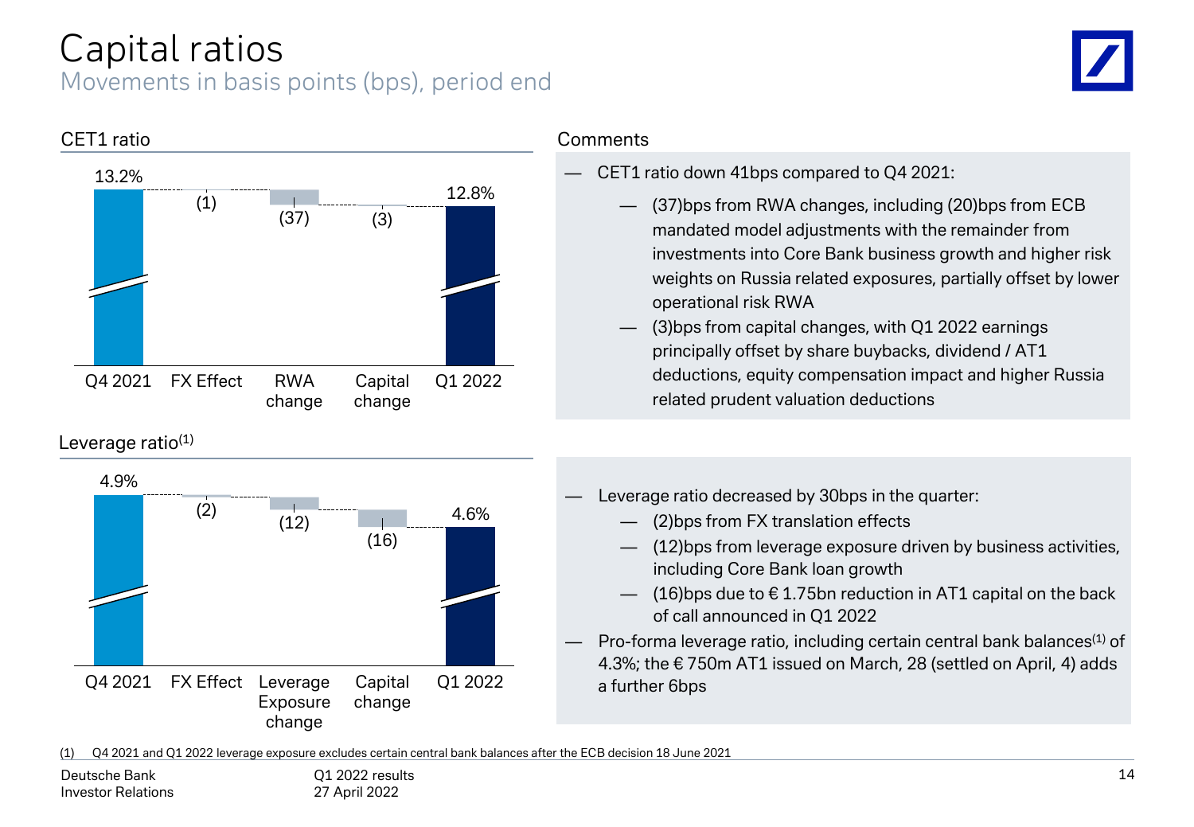# Capital ratios

## Movements in basis points (bps), period end

### CET1 ratio

| Q4 2021 | FX Effect | RWA change | Capital change | Q1 2022 |
|---|---|---|---|---|
| 13.2% | (1) | (37) | (3) | 12.8% |

### Comments

- CET1 ratio down 41bps compared to Q4 2021:
  - (37)bps from RWA changes, including (20)bps from ECB mandated model adjustments with the remainder from investments into Core Bank business growth and higher risk weights on Russia related exposures, partially offset by lower operational risk RWA
  - (3)bps from capital changes, with Q1 2022 earnings principally offset by share buybacks, dividend / AT1 deductions, equity compensation impact and higher Russia related prudent valuation deductions

### Leverage ratio[1]

| Q4 2021 | FX Effect | Leverage Exposure change | Capital change | Q1 2022 |
|---|---|---|---|---|
| 4.9% | (2) | (12) | (16) | 4.6% |

- Leverage ratio decreased by 30bps in the quarter:
  - (2)bps from FX translation effects
  - (12)bps from leverage exposure driven by business activities, including Core Bank loan growth
  - (16)bps due to € 1.75bn reduction in AT1 capital on the back of call announced in Q1 2022
- Pro-forma leverage ratio, including certain central bank balances[1] of 4.3%; the € 750m AT1 issued on March, 28 (settled on April, 4) adds a further 6bps

(1) Q4 2021 and Q1 2022 leverage exposure excludes certain central bank balances after the ECB decision 18 June 2021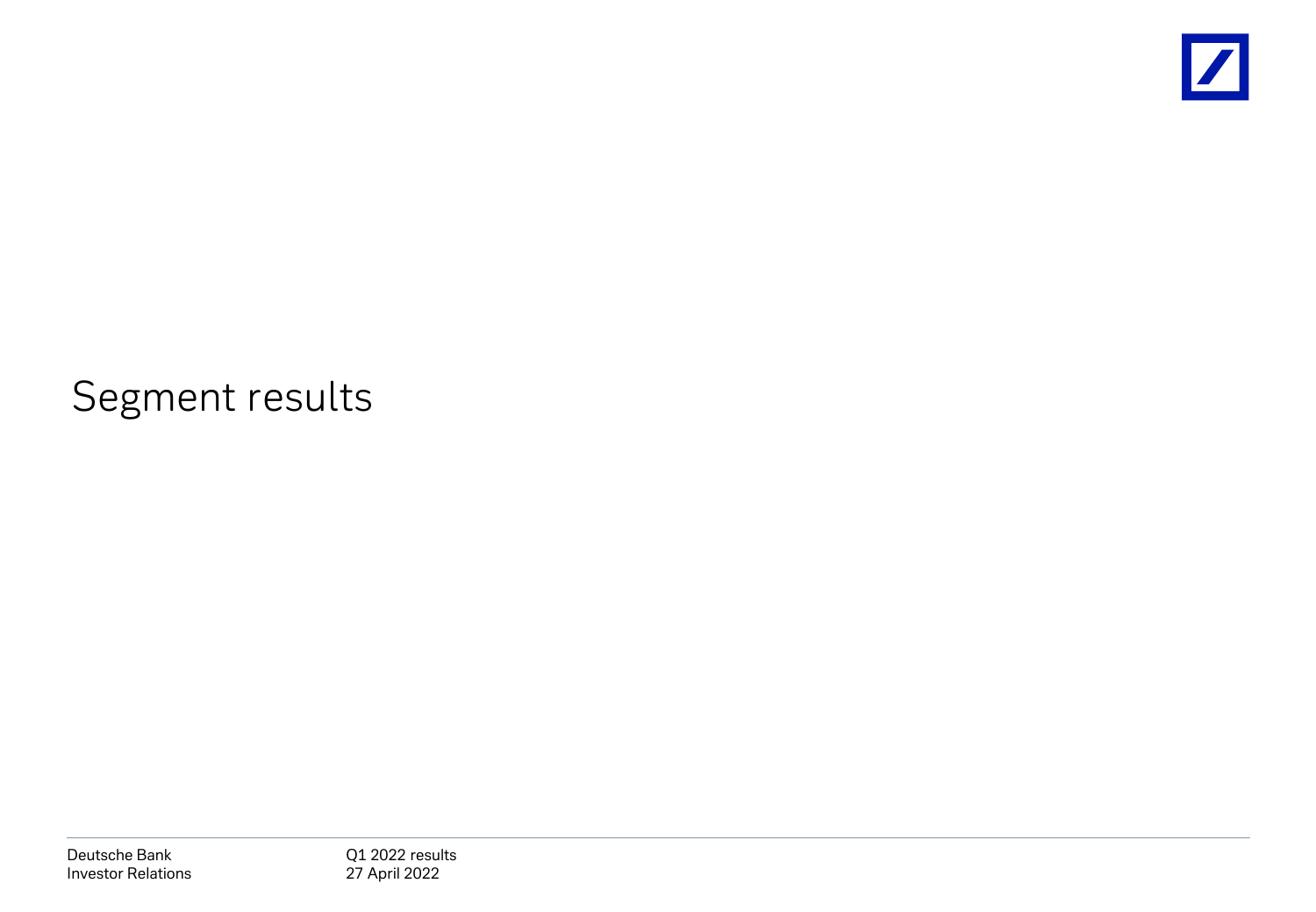# Segment results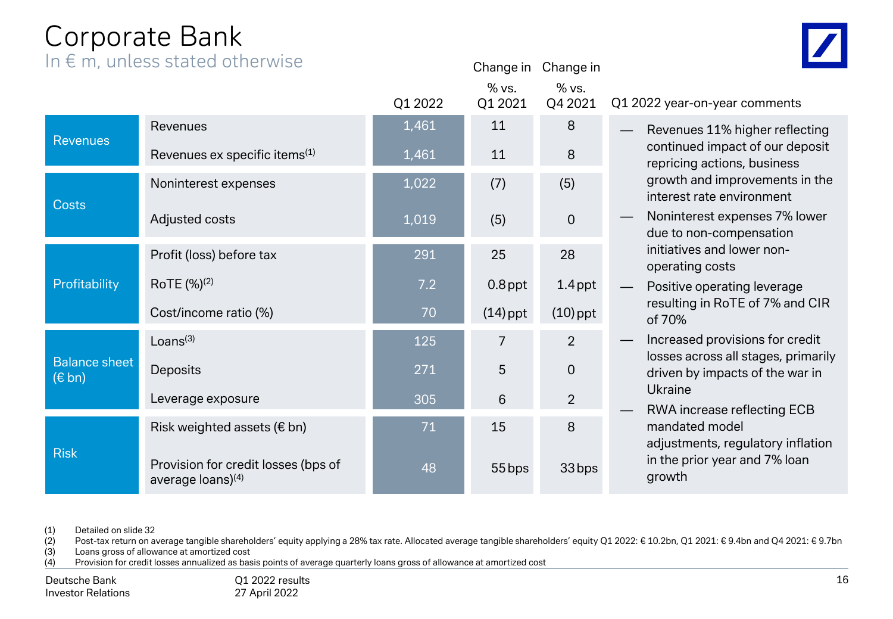# Corporate Bank

In € m, unless stated otherwise

| | | Q1 2022 | Change in % vs. Q1 2021 | Change in % vs. Q4 2021 |
|---|---|---|---|---|
| Revenues | Revenues | 1,461 | 11 | 8 |
| | Revenues ex specific items[1] | 1,461 | 11 | 8 |
| Costs | Noninterest expenses | 1,022 | (7) | (5) |
| | Adjusted costs | 1,019 | (5) | 0 |
| Profitability | Profit (loss) before tax | 291 | 25 | 28 |
| | RoTE (%)[2] | 7.2 | 0.8 ppt | 1.4 ppt |
| | Cost/income ratio (%) | 70 | (14) ppt | (10) ppt |
| Balance sheet (€ bn) | Loans[3] | 125 | 7 | 2 |
| | Deposits | 271 | 5 | 0 |
| | Leverage exposure | 305 | 6 | 2 |
| Risk | Risk weighted assets (€ bn) | 71 | 15 | 8 |
| | Provision for credit losses (bps of average loans)[4] | 48 | 55 bps | 33 bps |

**Q1 2022 year-on-year comments**

- Revenues 11% higher reflecting continued impact of our deposit repricing actions, business growth and improvements in the interest rate environment
- Noninterest expenses 7% lower due to non-compensation initiatives and lower non-operating costs
- Positive operating leverage resulting in RoTE of 7% and CIR of 70%
- Increased provisions for credit losses across all stages, primarily driven by impacts of the war in Ukraine
- RWA increase reflecting ECB mandated model adjustments, regulatory inflation in the prior year and 7% loan growth

(1) Detailed on slide 32
(2) Post-tax return on average tangible shareholders' equity applying a 28% tax rate. Allocated average tangible shareholders' equity Q1 2022: € 10.2bn, Q1 2021: € 9.4bn and Q4 2021: € 9.7bn
(3) Loans gross of allowance at amortized cost
(4) Provision for credit losses annualized as basis points of average quarterly loans gross of allowance at amortized cost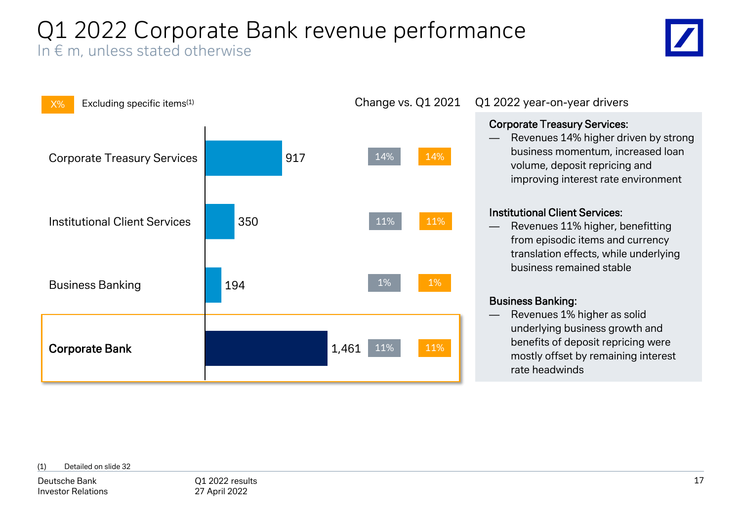# Q1 2022 Corporate Bank revenue performance

In € m, unless stated otherwise

X% Excluding specific items[(1)]

| | Q1 2022 | Change vs. Q1 2021 | Change vs. Q1 2021 excluding specific items[(1)] |
|---|---|---|---|
| Corporate Treasury Services | 917 | 14% | 14% |
| Institutional Client Services | 350 | 11% | 11% |
| Business Banking | 194 | 1% | 1% |
| **Corporate Bank** | **1,461** | **11%** | **11%** |

## Q1 2022 year-on-year drivers

**Corporate Treasury Services:**

— Revenues 14% higher driven by strong business momentum, increased loan volume, deposit repricing and improving interest rate environment

**Institutional Client Services:**

— Revenues 11% higher, benefitting from episodic items and currency translation effects, while underlying business remained stable

**Business Banking:**

— Revenues 1% higher as solid underlying business growth and benefits of deposit repricing were mostly offset by remaining interest rate headwinds

(1) Detailed on slide 32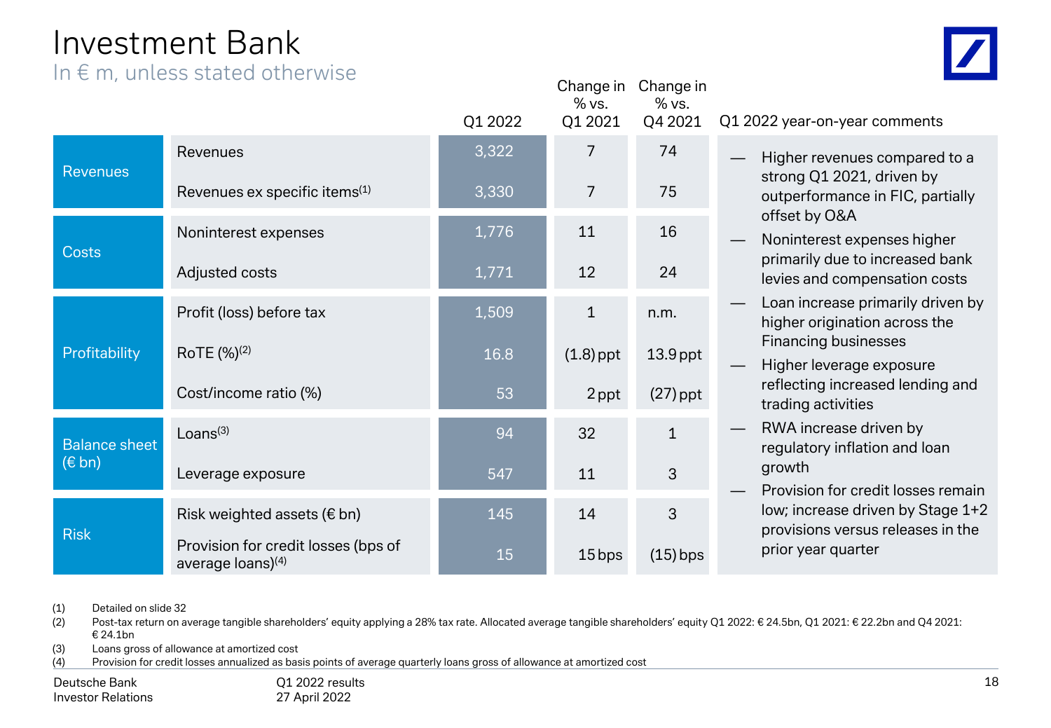# Investment Bank

In € m, unless stated otherwise

| | | Q1 2022 | Change in % vs. Q1 2021 | Change in % vs. Q4 2021 |
|---|---|---|---|---|
| Revenues | Revenues | 3,322 | 7 | 74 |
| | Revenues ex specific items[1] | 3,330 | 7 | 75 |
| Costs | Noninterest expenses | 1,776 | 11 | 16 |
| | Adjusted costs | 1,771 | 12 | 24 |
| Profitability | Profit (loss) before tax | 1,509 | 1 | n.m. |
| | RoTE (%)[2] | 16.8 | (1.8) ppt | 13.9 ppt |
| | Cost/income ratio (%) | 53 | 2 ppt | (27) ppt |
| Balance sheet (€ bn) | Loans[3] | 94 | 32 | 1 |
| | Leverage exposure | 547 | 11 | 3 |
| Risk | Risk weighted assets (€ bn) | 145 | 14 | 3 |
| | Provision for credit losses (bps of average loans)[4] | 15 | 15 bps | (15) bps |

**Q1 2022 year-on-year comments**

- Higher revenues compared to a strong Q1 2021, driven by outperformance in FIC, partially offset by O&A
- Noninterest expenses higher primarily due to increased bank levies and compensation costs
- Loan increase primarily driven by higher origination across the Financing businesses
- Higher leverage exposure reflecting increased lending and trading activities
- RWA increase driven by regulatory inflation and loan growth
- Provision for credit losses remain low; increase driven by Stage 1+2 provisions versus releases in the prior year quarter

(1) Detailed on slide 32
(2) Post-tax return on average tangible shareholders' equity applying a 28% tax rate. Allocated average tangible shareholders' equity Q1 2022: € 24.5bn, Q1 2021: € 22.2bn and Q4 2021: € 24.1bn
(3) Loans gross of allowance at amortized cost
(4) Provision for credit losses annualized as basis points of average quarterly loans gross of allowance at amortized cost

Deutsche Bank Investor Relations — Q1 2022 results, 27 April 2022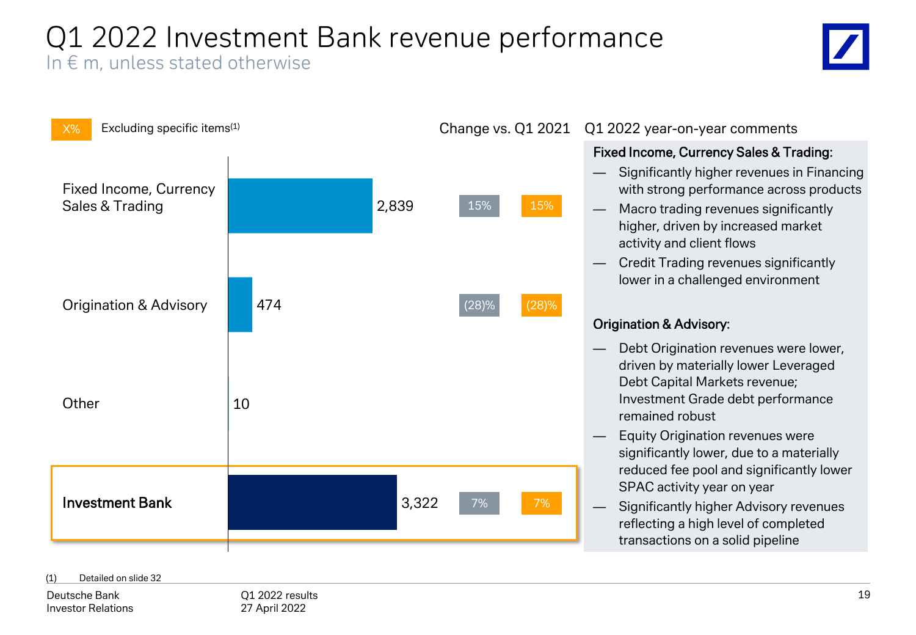# Q1 2022 Investment Bank revenue performance

In € m, unless stated otherwise

X% Excluding specific items[1]

| | Q1 2022 | Change vs. Q1 2021 | Change vs. Q1 2021 excluding specific items[1] |
|---|---|---|---|
| Fixed Income, Currency Sales & Trading | 2,839 | 15% | 15% |
| Origination & Advisory | 474 | (28)% | (28)% |
| Other | 10 | | |
| **Investment Bank** | 3,322 | 7% | 7% |

## Q1 2022 year-on-year comments

**Fixed Income, Currency Sales & Trading:**

- Significantly higher revenues in Financing with strong performance across products
- Macro trading revenues significantly higher, driven by increased market activity and client flows
- Credit Trading revenues significantly lower in a challenged environment

**Origination & Advisory:**

- Debt Origination revenues were lower, driven by materially lower Leveraged Debt Capital Markets revenue; Investment Grade debt performance remained robust
- Equity Origination revenues were significantly lower, due to a materially reduced fee pool and significantly lower SPAC activity year on year
- Significantly higher Advisory revenues reflecting a high level of completed transactions on a solid pipeline

(1) Detailed on slide 32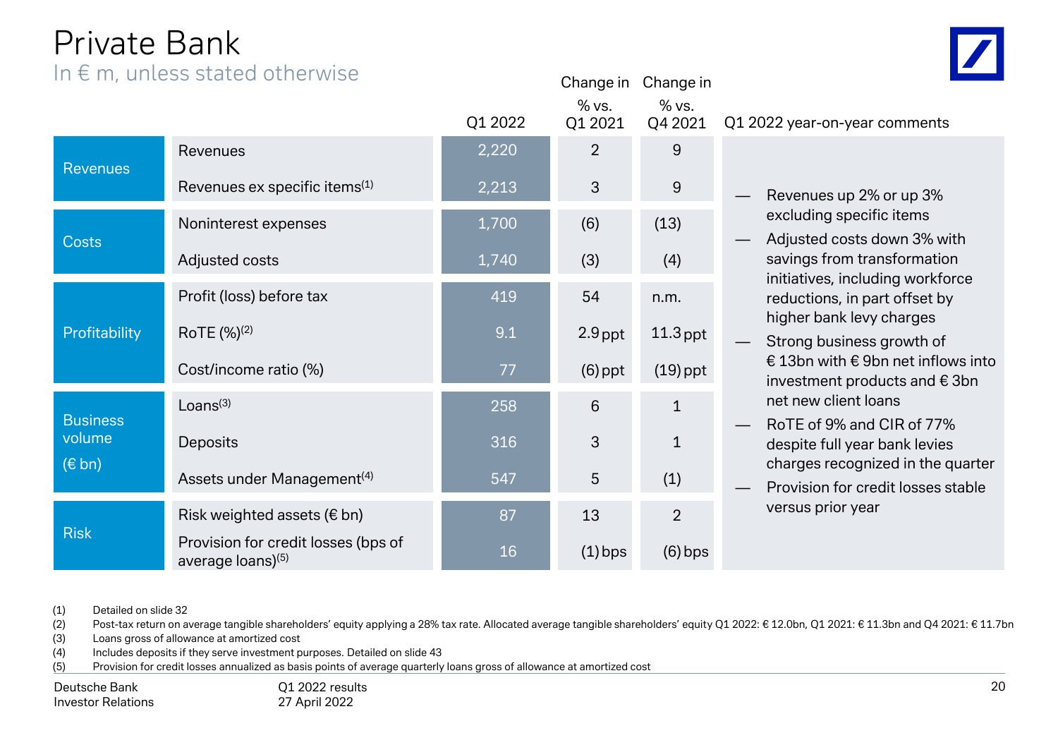# Private Bank

In € m, unless stated otherwise

| | | Q1 2022 | Change in % vs. Q1 2021 | Change in % vs. Q4 2021 |
|---|---|---|---|---|
| Revenues | Revenues | 2,220 | 2 | 9 |
| | Revenues ex specific items[1] | 2,213 | 3 | 9 |
| Costs | Noninterest expenses | 1,700 | (6) | (13) |
| | Adjusted costs | 1,740 | (3) | (4) |
| Profitability | Profit (loss) before tax | 419 | 54 | n.m. |
| | RoTE (%)[2] | 9.1 | 2.9 ppt | 11.3 ppt |
| | Cost/income ratio (%) | 77 | (6) ppt | (19) ppt |
| Business volume (€ bn) | Loans[3] | 258 | 6 | 1 |
| | Deposits | 316 | 3 | 1 |
| | Assets under Management[4] | 547 | 5 | (1) |
| Risk | Risk weighted assets (€ bn) | 87 | 13 | 2 |
| | Provision for credit losses (bps of average loans)[5] | 16 | (1) bps | (6) bps |

**Q1 2022 year-on-year comments**

- Revenues up 2% or up 3% excluding specific items
- Adjusted costs down 3% with savings from transformation initiatives, including workforce reductions, in part offset by higher bank levy charges
- Strong business growth of € 13bn with € 9bn net inflows into investment products and € 3bn net new client loans
- RoTE of 9% and CIR of 77% despite full year bank levies charges recognized in the quarter
- Provision for credit losses stable versus prior year

(1) Detailed on slide 32
(2) Post-tax return on average tangible shareholders' equity applying a 28% tax rate. Allocated average tangible shareholders' equity Q1 2022: € 12.0bn, Q1 2021: € 11.3bn and Q4 2021: € 11.7bn
(3) Loans gross of allowance at amortized cost
(4) Includes deposits if they serve investment purposes. Detailed on slide 43
(5) Provision for credit losses annualized as basis points of average quarterly loans gross of allowance at amortized cost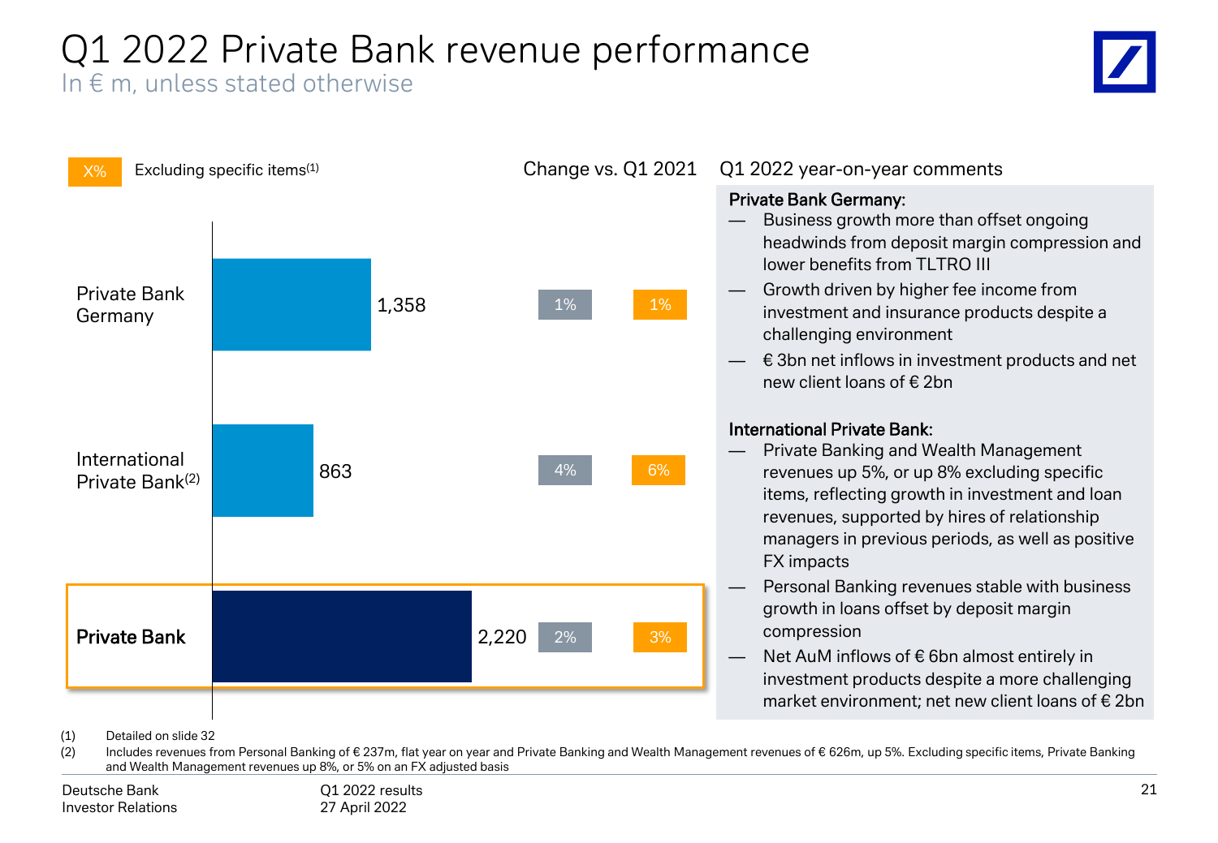# Q1 2022 Private Bank revenue performance

In € m, unless stated otherwise

X% Excluding specific items[(1)]

| | Q1 2022 | Change vs. Q1 2021 | Excluding specific items[(1)] |
|---|---|---|---|
| Private Bank Germany | 1,358 | 1% | 1% |
| International Private Bank[(2)] | 863 | 4% | 6% |
| **Private Bank** | 2,220 | 2% | 3% |

## Q1 2022 year-on-year comments

**Private Bank Germany:**

- Business growth more than offset ongoing headwinds from deposit margin compression and lower benefits from TLTRO III
- Growth driven by higher fee income from investment and insurance products despite a challenging environment
- € 3bn net inflows in investment products and net new client loans of € 2bn

**International Private Bank:**

- Private Banking and Wealth Management revenues up 5%, or up 8% excluding specific items, reflecting growth in investment and loan revenues, supported by hires of relationship managers in previous periods, as well as positive FX impacts
- Personal Banking revenues stable with business growth in loans offset by deposit margin compression
- Net AuM inflows of € 6bn almost entirely in investment products despite a more challenging market environment; net new client loans of € 2bn

(1) Detailed on slide 32

(2) Includes revenues from Personal Banking of € 237m, flat year on year and Private Banking and Wealth Management revenues of € 626m, up 5%. Excluding specific items, Private Banking and Wealth Management revenues up 8%, or 5% on an FX adjusted basis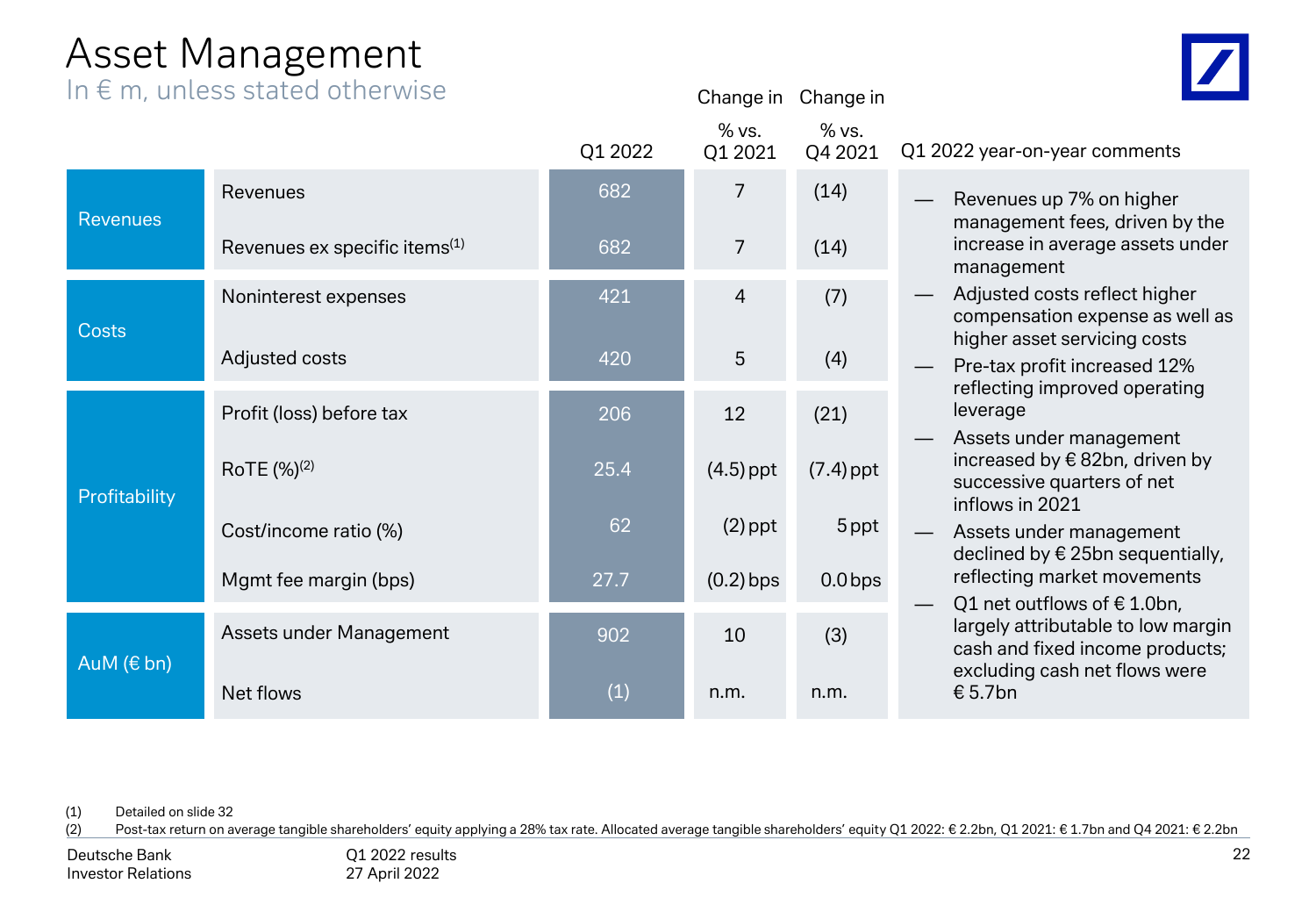# Asset Management

In € m, unless stated otherwise

| | | Q1 2022 | Change in % vs. Q1 2021 | Change in % vs. Q4 2021 |
|---|---|---|---|---|
| Revenues | Revenues | 682 | 7 | (14) |
| | Revenues ex specific items[1] | 682 | 7 | (14) |
| Costs | Noninterest expenses | 421 | 4 | (7) |
| | Adjusted costs | 420 | 5 | (4) |
| Profitability | Profit (loss) before tax | 206 | 12 | (21) |
| | RoTE (%)[2] | 25.4 | (4.5) ppt | (7.4) ppt |
| | Cost/income ratio (%) | 62 | (2) ppt | 5 ppt |
| | Mgmt fee margin (bps) | 27.7 | (0.2) bps | 0.0 bps |
| AuM (€ bn) | Assets under Management | 902 | 10 | (3) |
| | Net flows | (1) | n.m. | n.m. |

**Q1 2022 year-on-year comments**

- Revenues up 7% on higher management fees, driven by the increase in average assets under management
- Adjusted costs reflect higher compensation expense as well as higher asset servicing costs
- Pre-tax profit increased 12% reflecting improved operating leverage
- Assets under management increased by € 82bn, driven by successive quarters of net inflows in 2021
- Assets under management declined by € 25bn sequentially, reflecting market movements
- Q1 net outflows of € 1.0bn, largely attributable to low margin cash and fixed income products; excluding cash net flows were € 5.7bn

(1) Detailed on slide 32
(2) Post-tax return on average tangible shareholders' equity applying a 28% tax rate. Allocated average tangible shareholders' equity Q1 2022: € 2.2bn, Q1 2021: € 1.7bn and Q4 2021: € 2.2bn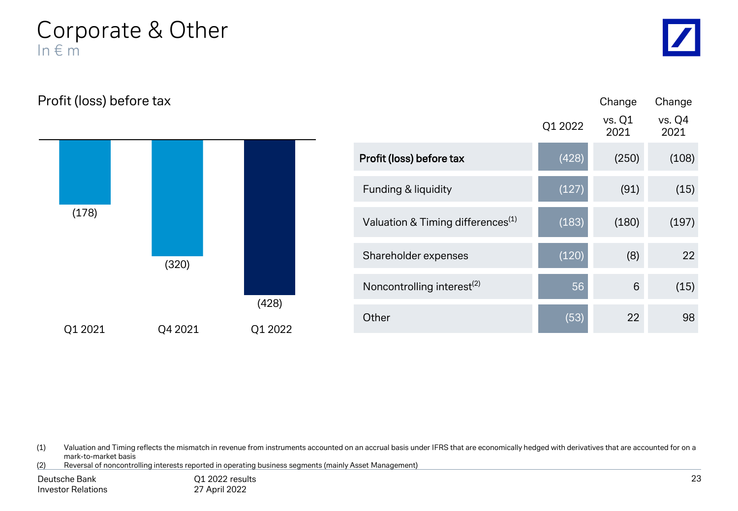# Corporate & Other

In € m

## Profit (loss) before tax

| | Q1 2021 | Q4 2021 | Q1 2022 |
|---|---|---|---|
| Profit (loss) before tax | (178) | (320) | (428) |

| | Q1 2022 | Change vs. Q1 2021 | Change vs. Q4 2021 |
|---|---|---|---|
| **Profit (loss) before tax** | (428) | (250) | (108) |
| Funding & liquidity | (127) | (91) | (15) |
| Valuation & Timing differences[1] | (183) | (180) | (197) |
| Shareholder expenses | (120) | (8) | 22 |
| Noncontrolling interest[2] | 56 | 6 | (15) |
| Other | (53) | 22 | 98 |

(1) Valuation and Timing reflects the mismatch in revenue from instruments accounted on an accrual basis under IFRS that are economically hedged with derivatives that are accounted for on a mark-to-market basis

(2) Reversal of noncontrolling interests reported in operating business segments (mainly Asset Management)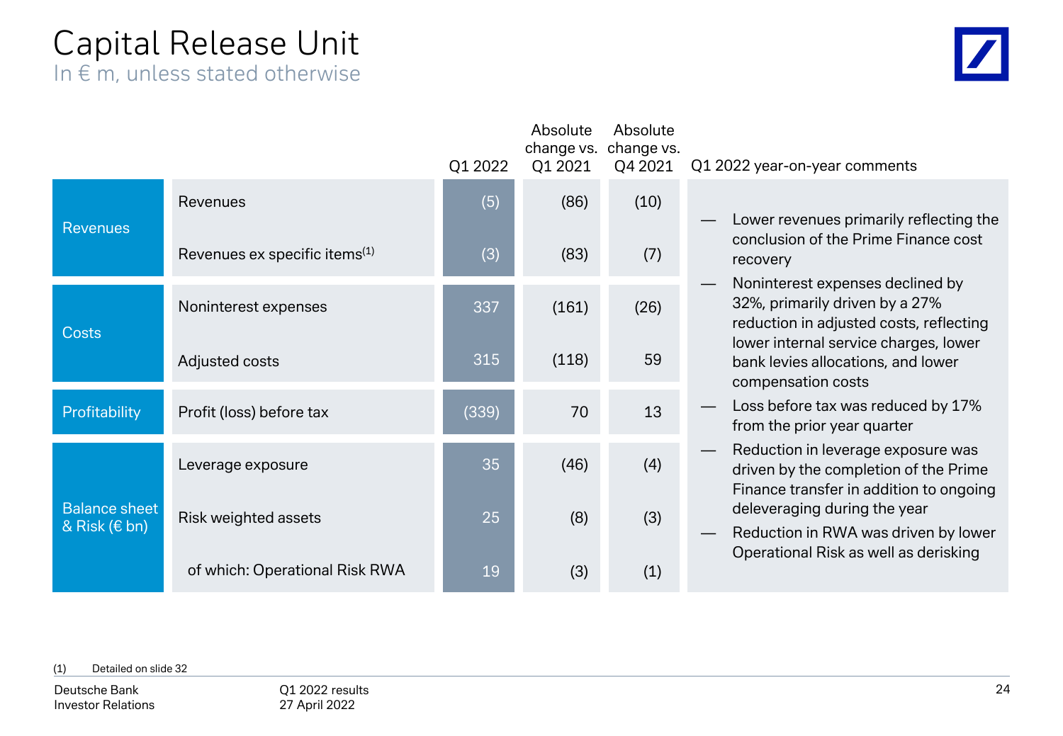# Capital Release Unit

In € m, unless stated otherwise

| | | Q1 2022 | Absolute change vs. Q1 2021 | Absolute change vs. Q4 2021 |
|---|---|---|---|---|
| Revenues | Revenues | (5) | (86) | (10) |
| | Revenues ex specific items[1] | (3) | (83) | (7) |
| Costs | Noninterest expenses | 337 | (161) | (26) |
| | Adjusted costs | 315 | (118) | 59 |
| Profitability | Profit (loss) before tax | (339) | 70 | 13 |
| Balance sheet & Risk (€ bn) | Leverage exposure | 35 | (46) | (4) |
| | Risk weighted assets | 25 | (8) | (3) |
| | of which: Operational Risk RWA | 19 | (3) | (1) |

**Q1 2022 year-on-year comments**

- Lower revenues primarily reflecting the conclusion of the Prime Finance cost recovery
- Noninterest expenses declined by 32%, primarily driven by a 27% reduction in adjusted costs, reflecting lower internal service charges, lower bank levies allocations, and lower compensation costs
- Loss before tax was reduced by 17% from the prior year quarter
- Reduction in leverage exposure was driven by the completion of the Prime Finance transfer in addition to ongoing deleveraging during the year
- Reduction in RWA was driven by lower Operational Risk as well as derisking

(1) Detailed on slide 32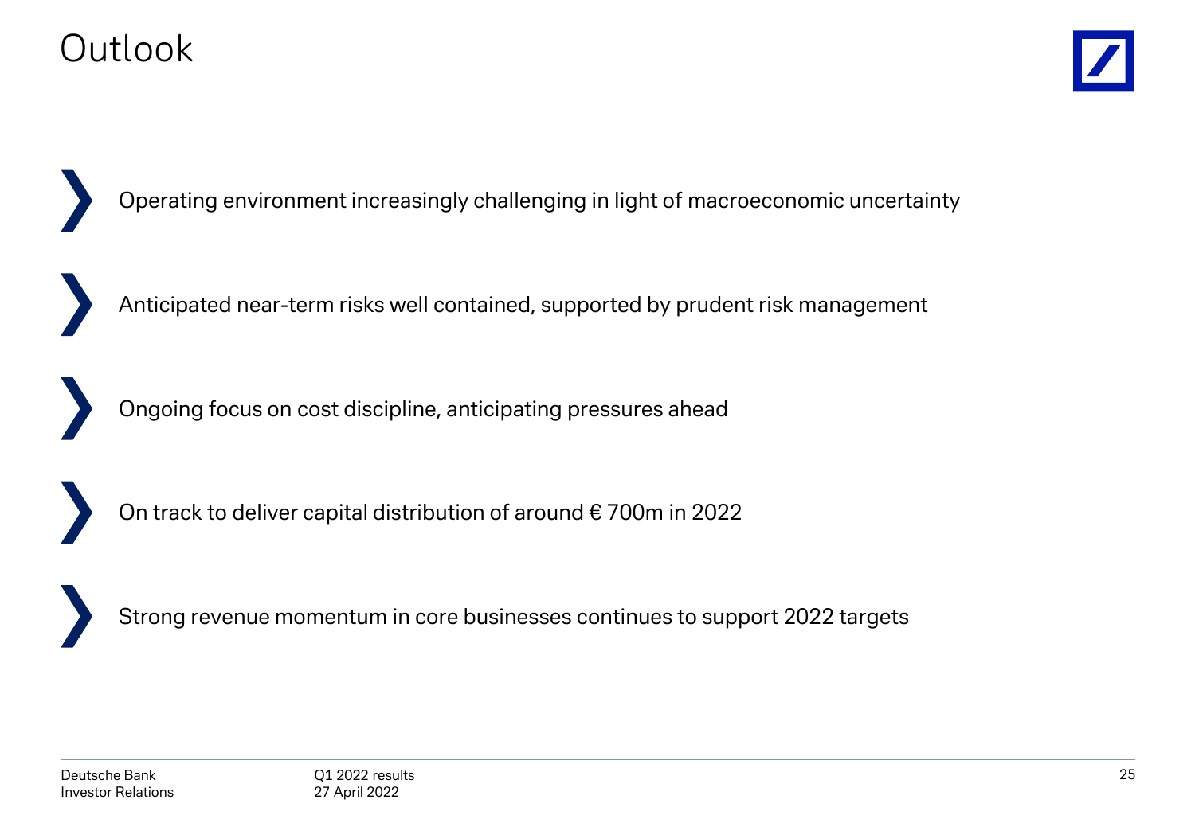# Outlook

- Operating environment increasingly challenging in light of macroeconomic uncertainty
- Anticipated near-term risks well contained, supported by prudent risk management
- Ongoing focus on cost discipline, anticipating pressures ahead
- On track to deliver capital distribution of around € 700m in 2022
- Strong revenue momentum in core businesses continues to support 2022 targets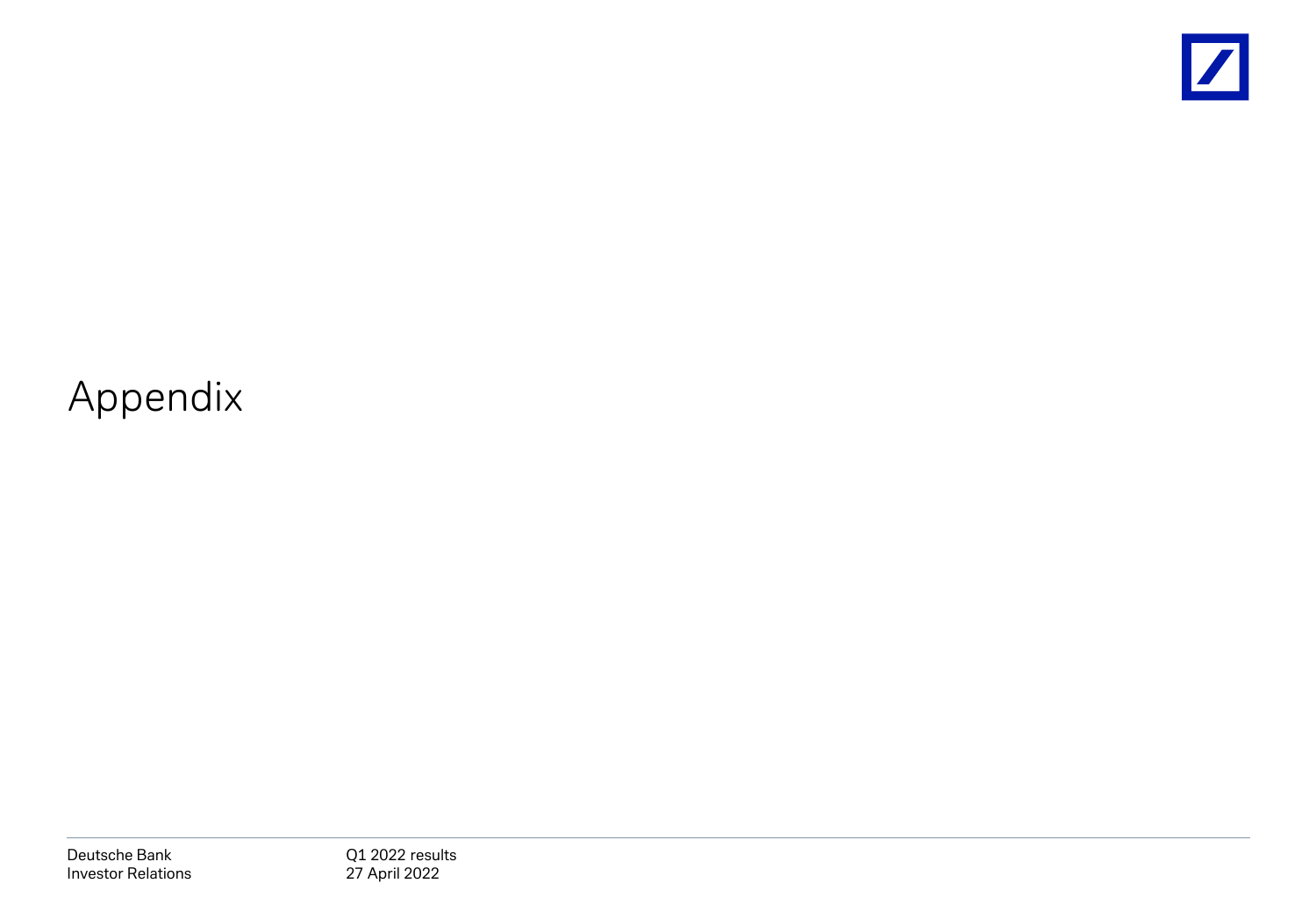# Appendix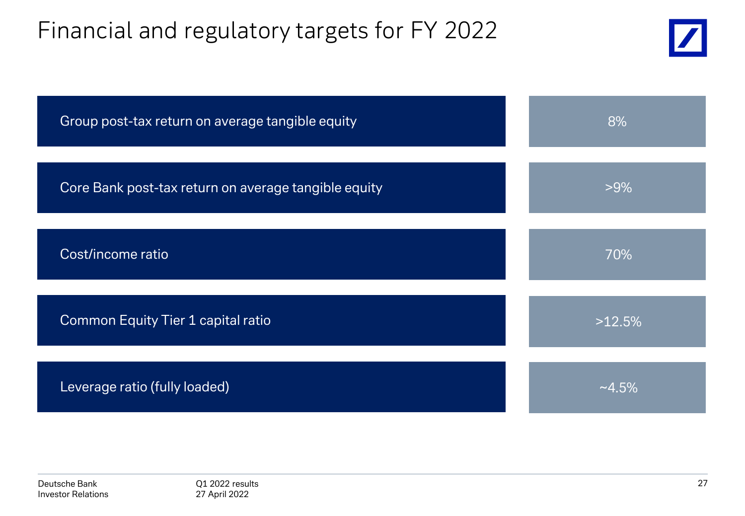# Financial and regulatory targets for FY 2022

| Target | FY 2022 |
|---|---|
| Group post-tax return on average tangible equity | 8% |
| Core Bank post-tax return on average tangible equity | >9% |
| Cost/income ratio | 70% |
| Common Equity Tier 1 capital ratio | >12.5% |
| Leverage ratio (fully loaded) | ~4.5% |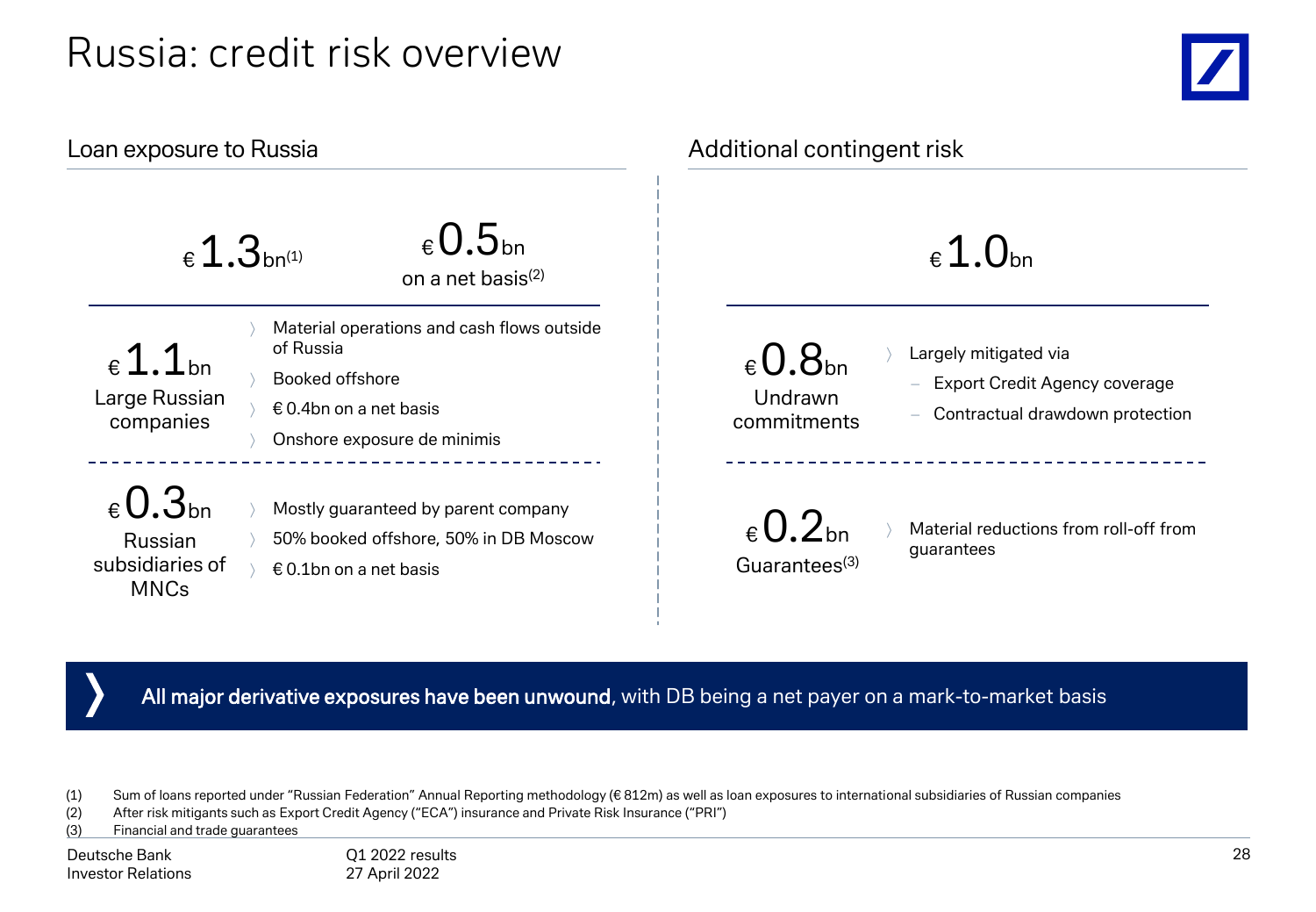# Russia: credit risk overview

## Loan exposure to Russia

€ 1.3bn[1]

€ 0.5bn on a net basis[2]

**€ 1.1bn** Large Russian companies

- Material operations and cash flows outside of Russia
- Booked offshore
- € 0.4bn on a net basis
- Onshore exposure de minimis

**€ 0.3bn** Russian subsidiaries of MNCs

- Mostly guaranteed by parent company
- 50% booked offshore, 50% in DB Moscow
- € 0.1bn on a net basis

## Additional contingent risk

€ 1.0bn

**€ 0.8bn** Undrawn commitments

- Largely mitigated via
  - Export Credit Agency coverage
  - Contractual drawdown protection

**€ 0.2bn** Guarantees[3]

- Material reductions from roll-off from guarantees

**All major derivative exposures have been unwound,** with DB being a net payer on a mark-to-market basis

(1) Sum of loans reported under "Russian Federation" Annual Reporting methodology (€ 812m) as well as loan exposures to international subsidiaries of Russian companies
(2) After risk mitigants such as Export Credit Agency ("ECA") insurance and Private Risk Insurance ("PRI")
(3) Financial and trade guarantees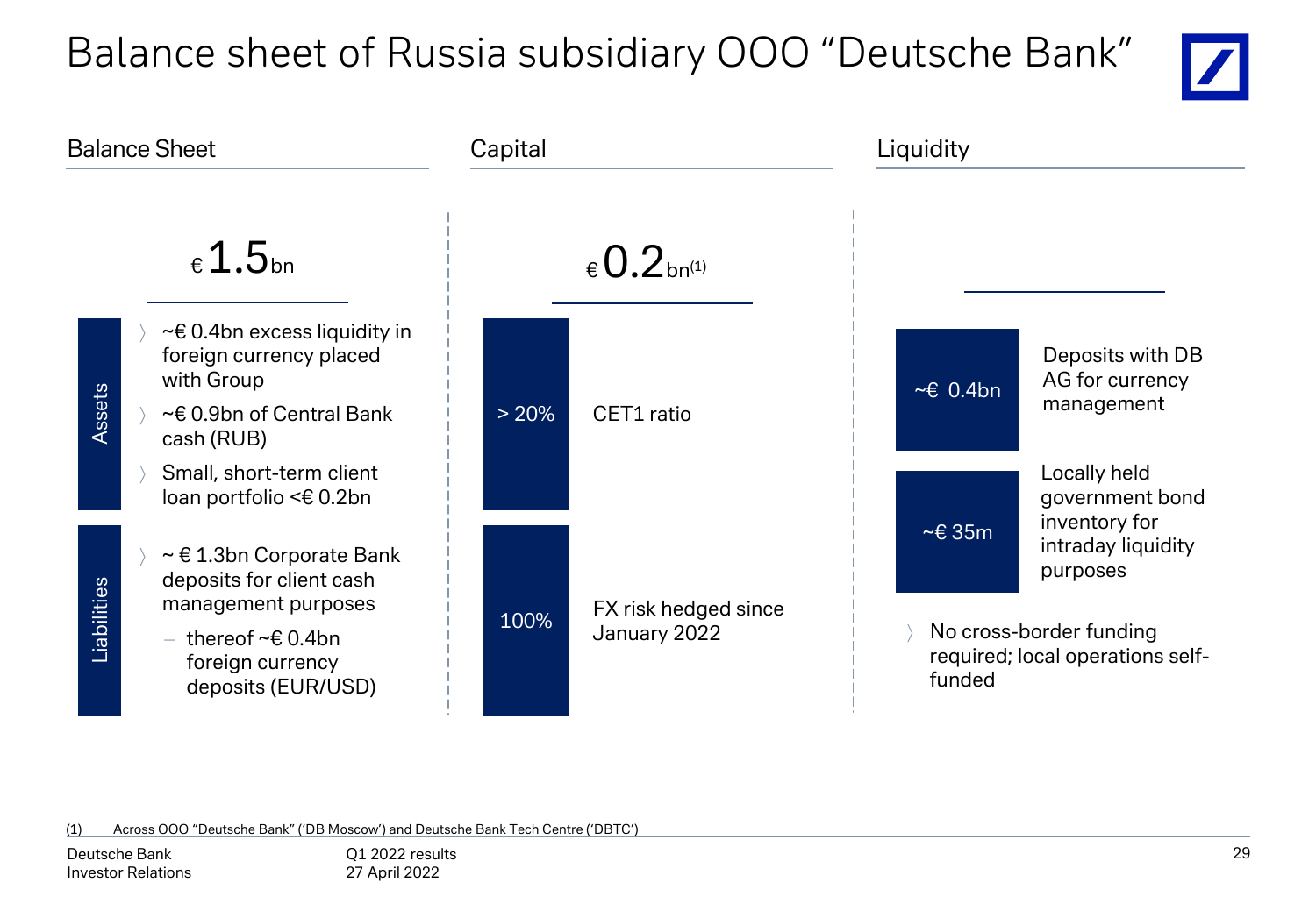# Balance sheet of Russia subsidiary OOO "Deutsche Bank"

## Balance Sheet

€ 1.5bn

**Assets**

- ~€ 0.4bn excess liquidity in foreign currency placed with Group
- ~€ 0.9bn of Central Bank cash (RUB)
- Small, short-term client loan portfolio <€ 0.2bn

**Liabilities**

- ~ € 1.3bn Corporate Bank deposits for client cash management purposes
  - thereof ~€ 0.4bn foreign currency deposits (EUR/USD)

## Capital

€ 0.2bn[1]

| | |
|---|---|
| > 20% | CET1 ratio |
| 100% | FX risk hedged since January 2022 |

## Liquidity

| | |
|---|---|
| ~€ 0.4bn | Deposits with DB AG for currency management |
| ~€ 35m | Locally held government bond inventory for intraday liquidity purposes |

- No cross-border funding required; local operations self-funded

(1) Across OOO "Deutsche Bank" ('DB Moscow') and Deutsche Bank Tech Centre ('DBTC')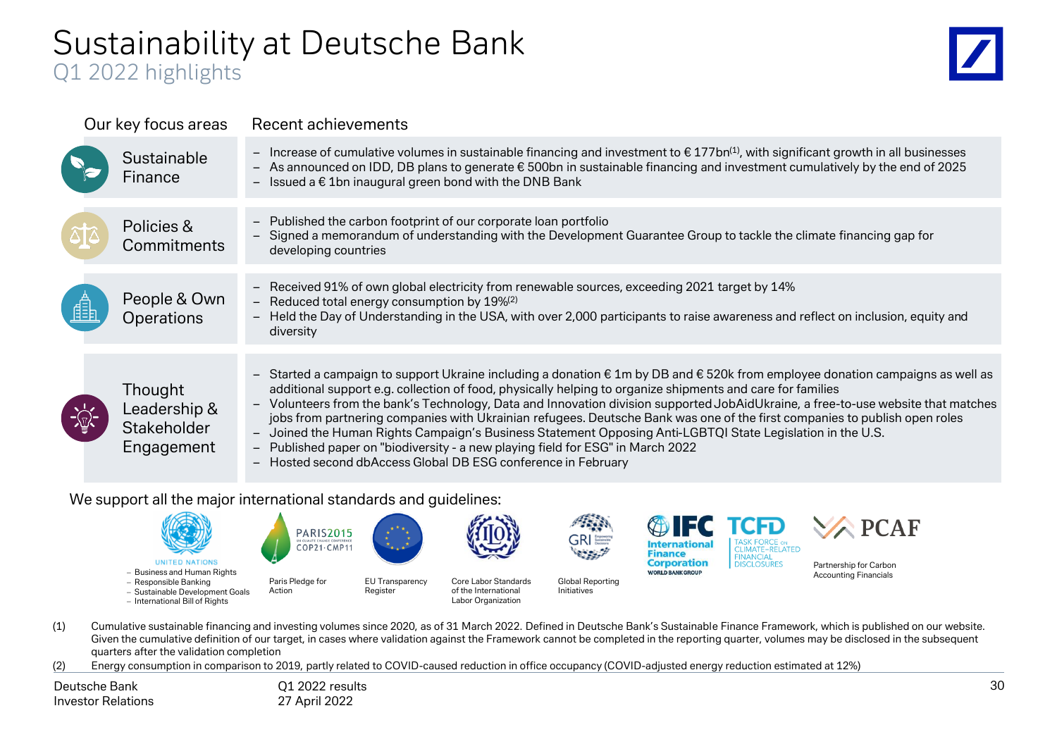# Sustainability at Deutsche Bank

## Q1 2022 highlights

| Our key focus areas | Recent achievements |
|---|---|
| Sustainable Finance | – Increase of cumulative volumes in sustainable financing and investment to € 177bn[1], with significant growth in all businesses<br>– As announced on IDD, DB plans to generate € 500bn in sustainable financing and investment cumulatively by the end of 2025<br>– Issued a € 1bn inaugural green bond with the DNB Bank |
| Policies & Commitments | – Published the carbon footprint of our corporate loan portfolio<br>– Signed a memorandum of understanding with the Development Guarantee Group to tackle the climate financing gap for developing countries |
| People & Own Operations | – Received 91% of own global electricity from renewable sources, exceeding 2021 target by 14%<br>– Reduced total energy consumption by 19%[2]<br>– Held the Day of Understanding in the USA, with over 2,000 participants to raise awareness and reflect on inclusion, equity and diversity |
| Thought Leadership & Stakeholder Engagement | – Started a campaign to support Ukraine including a donation € 1m by DB and € 520k from employee donation campaigns as well as additional support e.g. collection of food, physically helping to organize shipments and care for families<br>– Volunteers from the bank's Technology, Data and Innovation division supported JobAidUkraine, a free-to-use website that matches jobs from partnering companies with Ukrainian refugees. Deutsche Bank was one of the first companies to publish open roles<br>– Joined the Human Rights Campaign's Business Statement Opposing Anti-LGBTQI State Legislation in the U.S.<br>– Published paper on "biodiversity - a new playing field for ESG" in March 2022<br>– Hosted second dbAccess Global DB ESG conference in February |

We support all the major international standards and guidelines:

- United Nations
  - Business and Human Rights
  - Responsible Banking
  - Sustainable Development Goals
  - International Bill of Rights
- Paris2015 COP21·CMP11 – Paris Pledge for Action
- EU Transparency Register
- ILO – Core Labor Standards of the International Labor Organization
- GRI – Global Reporting Initiatives
- IFC – International Finance Corporation, World Bank Group
- TCFD – Task Force on Climate-Related Financial Disclosures
- PCAF – Partnership for Carbon Accounting Financials

(1) Cumulative sustainable financing and investing volumes since 2020, as of 31 March 2022. Defined in Deutsche Bank's Sustainable Finance Framework, which is published on our website. Given the cumulative definition of our target, in cases where validation against the Framework cannot be completed in the reporting quarter, volumes may be disclosed in the subsequent quarters after the validation completion

(2) Energy consumption in comparison to 2019, partly related to COVID-caused reduction in office occupancy (COVID-adjusted energy reduction estimated at 12%)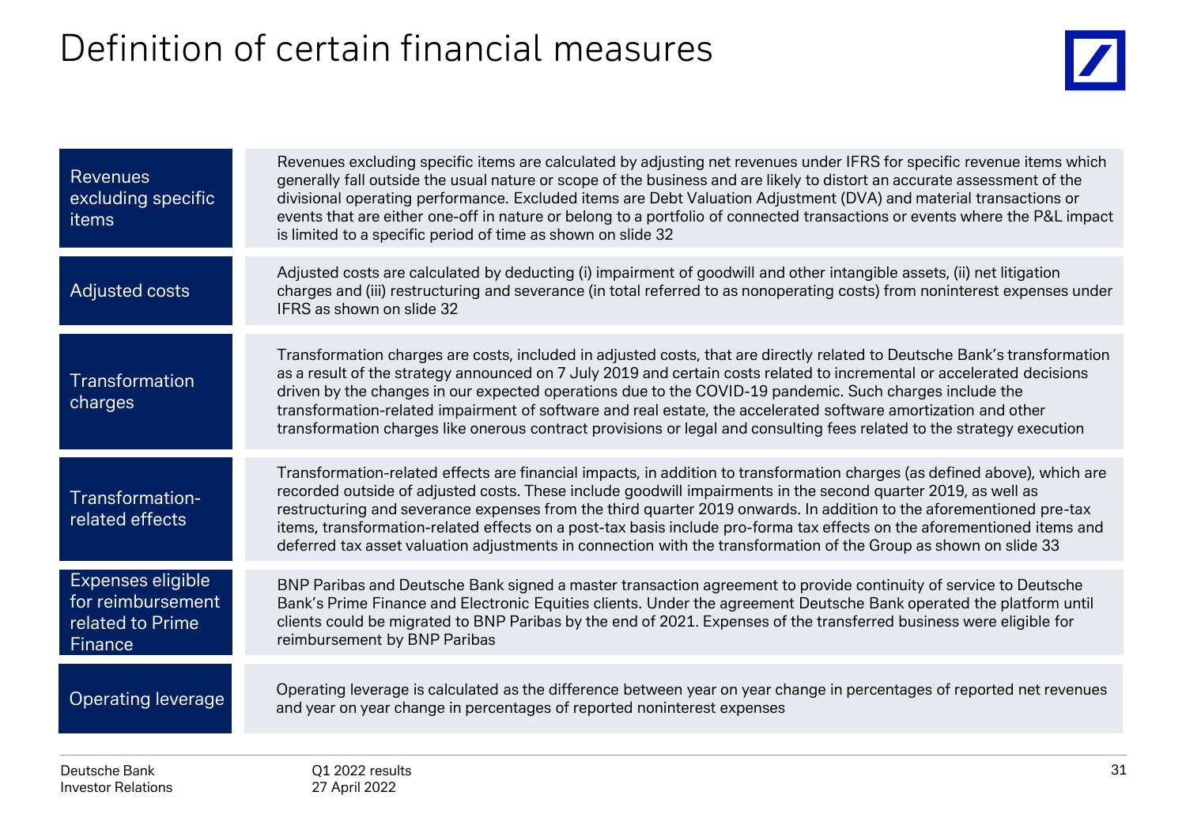# Definition of certain financial measures

| | |
|---|---|
| Revenues excluding specific items | Revenues excluding specific items are calculated by adjusting net revenues under IFRS for specific revenue items which generally fall outside the usual nature or scope of the business and are likely to distort an accurate assessment of the divisional operating performance. Excluded items are Debt Valuation Adjustment (DVA) and material transactions or events that are either one-off in nature or belong to a portfolio of connected transactions or events where the P&L impact is limited to a specific period of time as shown on slide 32 |
| Adjusted costs | Adjusted costs are calculated by deducting (i) impairment of goodwill and other intangible assets, (ii) net litigation charges and (iii) restructuring and severance (in total referred to as nonoperating costs) from noninterest expenses under IFRS as shown on slide 32 |
| Transformation charges | Transformation charges are costs, included in adjusted costs, that are directly related to Deutsche Bank's transformation as a result of the strategy announced on 7 July 2019 and certain costs related to incremental or accelerated decisions driven by the changes in our expected operations due to the COVID-19 pandemic. Such charges include the transformation-related impairment of software and real estate, the accelerated software amortization and other transformation charges like onerous contract provisions or legal and consulting fees related to the strategy execution |
| Transformation-related effects | Transformation-related effects are financial impacts, in addition to transformation charges (as defined above), which are recorded outside of adjusted costs. These include goodwill impairments in the second quarter 2019, as well as restructuring and severance expenses from the third quarter 2019 onwards. In addition to the aforementioned pre-tax items, transformation-related effects on a post-tax basis include pro-forma tax effects on the aforementioned items and deferred tax asset valuation adjustments in connection with the transformation of the Group as shown on slide 33 |
| Expenses eligible for reimbursement related to Prime Finance | BNP Paribas and Deutsche Bank signed a master transaction agreement to provide continuity of service to Deutsche Bank's Prime Finance and Electronic Equities clients. Under the agreement Deutsche Bank operated the platform until clients could be migrated to BNP Paribas by the end of 2021. Expenses of the transferred business were eligible for reimbursement by BNP Paribas |
| Operating leverage | Operating leverage is calculated as the difference between year on year change in percentages of reported net revenues and year on year change in percentages of reported noninterest expenses |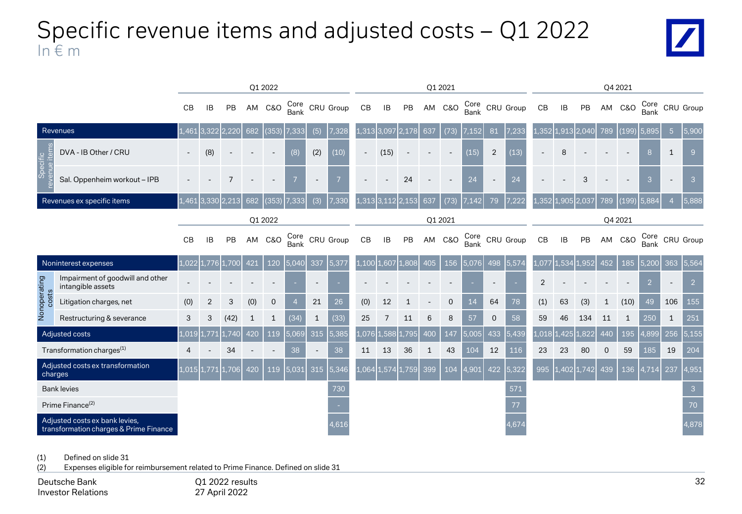# Specific revenue items and adjusted costs – Q1 2022

In € m

| | | Q1 2022 | | | | | | | | Q1 2021 | | | | | | | | Q4 2021 | | | | | | | |
|---|---|---|---|---|---|---|---|---|---|---|---|---|---|---|---|---|---|---|---|---|---|---|---|---|---|
| | | CB | IB | PB | AM | C&O | Core Bank | CRU | Group | CB | IB | PB | AM | C&O | Core Bank | CRU | Group | CB | IB | PB | AM | C&O | Core Bank | CRU | Group |
| Revenues | | 1,461 | 3,322 | 2,220 | 682 | (353) | 7,333 | (5) | 7,328 | 1,313 | 3,097 | 2,178 | 637 | (73) | 7,152 | 81 | 7,233 | 1,352 | 1,913 | 2,040 | 789 | (199) | 5,895 | 5 | 5,900 |
| Specific revenue items | DVA - IB Other / CRU | - | (8) | - | - | - | (8) | (2) | (10) | - | (15) | - | - | - | (15) | 2 | (13) | - | 8 | - | - | - | 8 | 1 | 9 |
| | Sal. Oppenheim workout – IPB | - | - | 7 | - | - | 7 | - | 7 | - | - | 24 | - | - | 24 | - | 24 | - | - | 3 | - | - | 3 | - | 3 |
| Revenues ex specific items | | 1,461 | 3,330 | 2,213 | 682 | (353) | 7,333 | (3) | 7,330 | 1,313 | 3,112 | 2,153 | 637 | (73) | 7,142 | 79 | 7,222 | 1,352 | 1,905 | 2,037 | 789 | (199) | 5,884 | 4 | 5,888 |

| | | Q1 2022 | | | | | | | | Q1 2021 | | | | | | | | Q4 2021 | | | | | | | |
|---|---|---|---|---|---|---|---|---|---|---|---|---|---|---|---|---|---|---|---|---|---|---|---|---|---|
| | | CB | IB | PB | AM | C&O | Core Bank | CRU | Group | CB | IB | PB | AM | C&O | Core Bank | CRU | Group | CB | IB | PB | AM | C&O | Core Bank | CRU | Group |
| Noninterest expenses | | 1,022 | 1,776 | 1,700 | 421 | 120 | 5,040 | 337 | 5,377 | 1,100 | 1,607 | 1,808 | 405 | 156 | 5,076 | 498 | 5,574 | 1,077 | 1,534 | 1,952 | 452 | 185 | 5,200 | 363 | 5,564 |
| Nonoperating costs | Impairment of goodwill and other intangible assets | - | - | - | - | - | - | - | - | - | - | - | - | - | - | - | - | 2 | - | - | - | - | 2 | - | 2 |
| | Litigation charges, net | (0) | 2 | 3 | (0) | 0 | 4 | 21 | 26 | (0) | 12 | 1 | - | 0 | 14 | 64 | 78 | (1) | 63 | (3) | 1 | (10) | 49 | 106 | 155 |
| | Restructuring & severance | 3 | 3 | (42) | 1 | 1 | (34) | 1 | (33) | 25 | 7 | 11 | 6 | 8 | 57 | 0 | 58 | 59 | 46 | 134 | 11 | 1 | 250 | 1 | 251 |
| Adjusted costs | | 1,019 | 1,771 | 1,740 | 420 | 119 | 5,069 | 315 | 5,385 | 1,076 | 1,588 | 1,795 | 400 | 147 | 5,005 | 433 | 5,439 | 1,018 | 1,425 | 1,822 | 440 | 195 | 4,899 | 256 | 5,155 |
| Transformation charges(1) | | 4 | - | 34 | - | - | 38 | - | 38 | 11 | 13 | 36 | 1 | 43 | 104 | 12 | 116 | 23 | 23 | 80 | 0 | 59 | 185 | 19 | 204 |
| Adjusted costs ex transformation charges | | 1,015 | 1,771 | 1,706 | 420 | 119 | 5,031 | 315 | 5,346 | 1,064 | 1,574 | 1,759 | 399 | 104 | 4,901 | 422 | 5,322 | 995 | 1,402 | 1,742 | 439 | 136 | 4,714 | 237 | 4,951 |
| Bank levies | | | | | | | | | 730 | | | | | | | | 571 | | | | | | | | 3 |
| Prime Finance(2) | | | | | | | | | - | | | | | | | | 77 | | | | | | | | 70 |
| Adjusted costs ex bank levies, transformation charges & Prime Finance | | | | | | | | | 4,616 | | | | | | | | 4,674 | | | | | | | | 4,878 |

(1) Defined on slide 31
(2) Expenses eligible for reimbursement related to Prime Finance. Defined on slide 31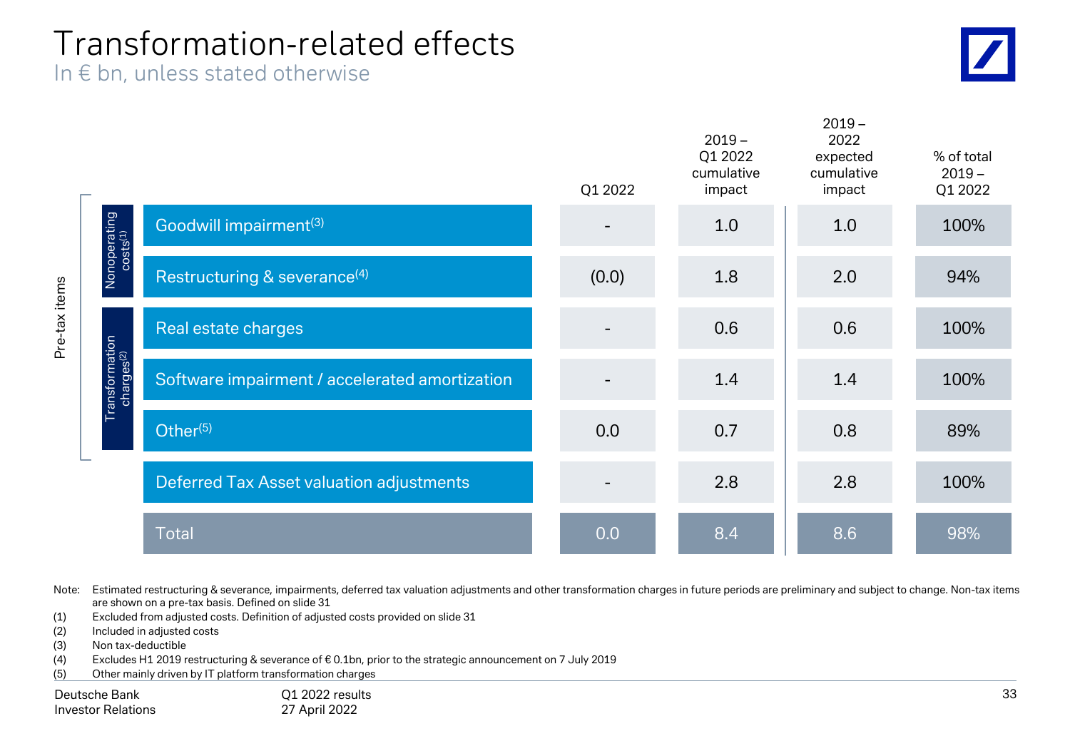# Transformation-related effects

In € bn, unless stated otherwise

| | | | Q1 2022 | 2019 – Q1 2022 cumulative impact | 2019 – 2022 expected cumulative impact | % of total 2019 – Q1 2022 |
|---|---|---|---|---|---|---|
| Pre-tax items | Nonoperating costs[1] | Goodwill impairment[3] | - | 1.0 | 1.0 | 100% |
| | | Restructuring & severance[4] | (0.0) | 1.8 | 2.0 | 94% |
| | Transformation charges[2] | Real estate charges | - | 0.6 | 0.6 | 100% |
| | | Software impairment / accelerated amortization | - | 1.4 | 1.4 | 100% |
| | | Other[5] | 0.0 | 0.7 | 0.8 | 89% |
| | | Deferred Tax Asset valuation adjustments | - | 2.8 | 2.8 | 100% |
| | | Total | 0.0 | 8.4 | 8.6 | 98% |

Note: Estimated restructuring & severance, impairments, deferred tax valuation adjustments and other transformation charges in future periods are preliminary and subject to change. Non-tax items are shown on a pre-tax basis. Defined on slide 31

(1) Excluded from adjusted costs. Definition of adjusted costs provided on slide 31
(2) Included in adjusted costs
(3) Non tax-deductible
(4) Excludes H1 2019 restructuring & severance of € 0.1bn, prior to the strategic announcement on 7 July 2019
(5) Other mainly driven by IT platform transformation charges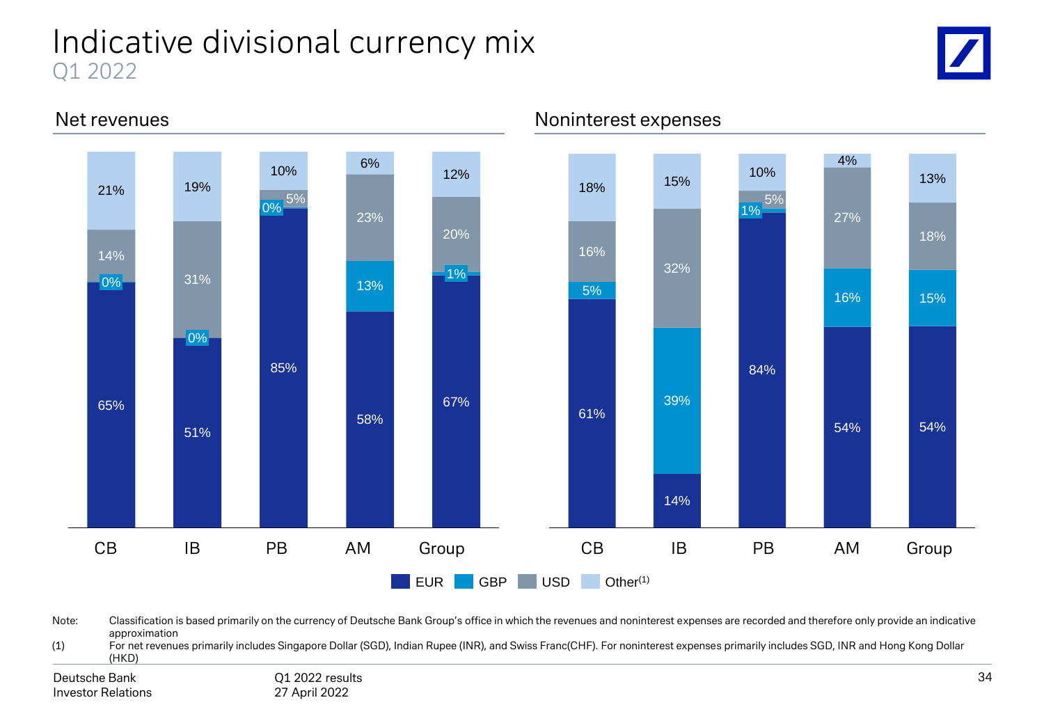# Indicative divisional currency mix

Q1 2022

## Net revenues

| | CB | IB | PB | AM | Group |
|---|---|---|---|---|---|
| EUR | 65% | 51% | 85% | 58% | 67% |
| GBP | 0% | 0% | 0% | 13% | 1% |
| USD | 14% | 31% | 5% | 23% | 20% |
| Other[1] | 21% | 19% | 10% | 6% | 12% |

## Noninterest expenses

| | CB | IB | PB | AM | Group |
|---|---|---|---|---|---|
| EUR | 61% | 14% | 84% | 54% | 54% |
| GBP | 5% | 39% | 1% | 16% | 15% |
| USD | 16% | 32% | 5% | 27% | 18% |
| Other[1] | 18% | 15% | 10% | 4% | 13% |

Note: Classification is based primarily on the currency of Deutsche Bank Group's office in which the revenues and noninterest expenses are recorded and therefore only provide an indicative approximation

(1) For net revenues primarily includes Singapore Dollar (SGD), Indian Rupee (INR), and Swiss Franc(CHF). For noninterest expenses primarily includes SGD, INR and Hong Kong Dollar (HKD)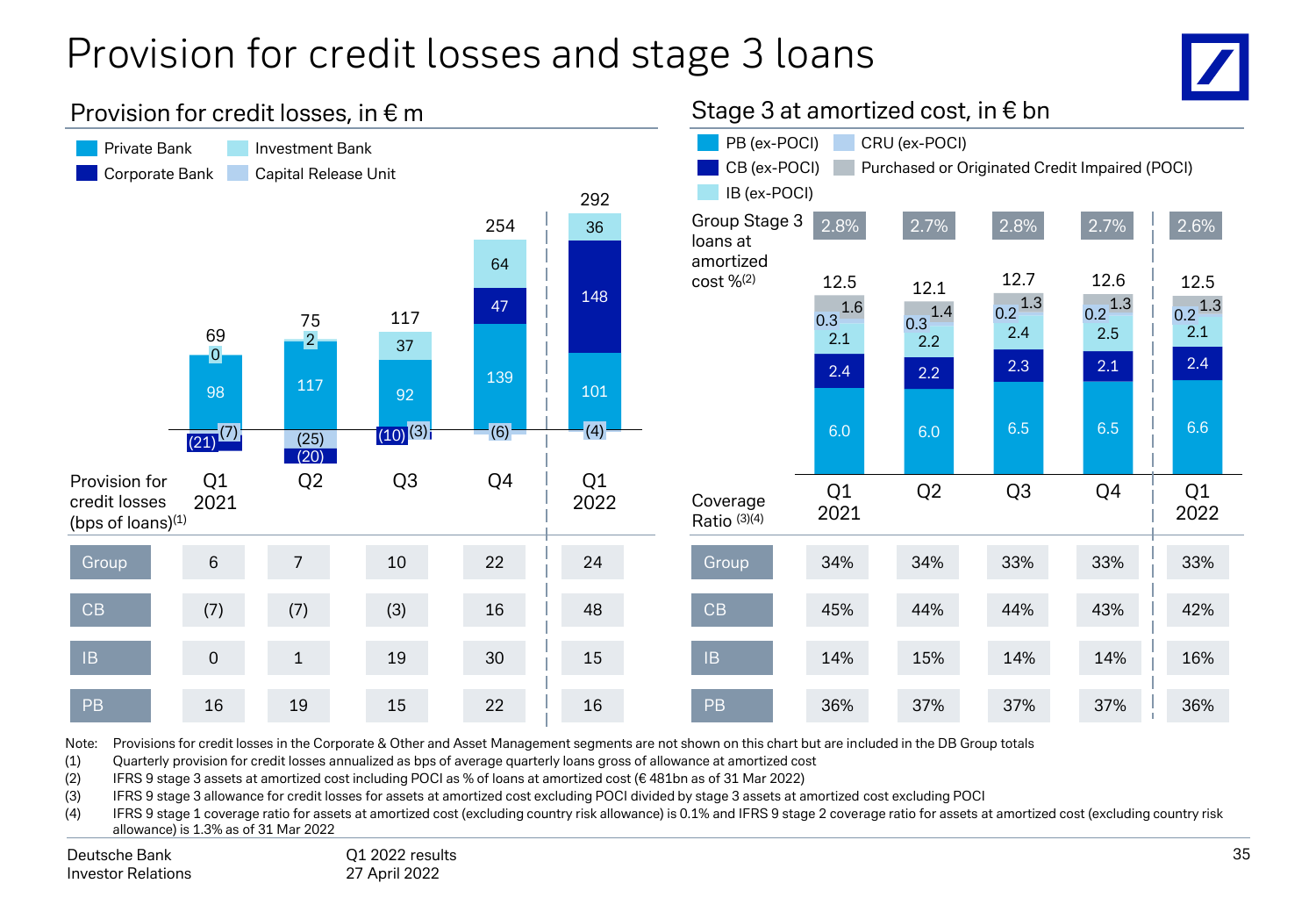# Provision for credit losses and stage 3 loans

## Provision for credit losses, in € m

| | Q1 2021 | Q2 | Q3 | Q4 | Q1 2022 |
|---|---|---|---|---|---|
| Private Bank | 98 | 117 | 92 | 139 | 101 |
| Corporate Bank | (21) | (20) | (10) | 47 | 148 |
| Investment Bank | 0 | 2 | 37 | 64 | 36 |
| Capital Release Unit | (7) | (25) | (3) | (6) | (4) |
| Total | 69 | 75 | 117 | 254 | 292 |

Provision for credit losses (bps of loans)(1)

| | Q1 2021 | Q2 | Q3 | Q4 | Q1 2022 |
|---|---|---|---|---|---|
| Group | 6 | 7 | 10 | 22 | 24 |
| CB | (7) | (7) | (3) | 16 | 48 |
| IB | 0 | 1 | 19 | 30 | 15 |
| PB | 16 | 19 | 15 | 22 | 16 |

## Stage 3 at amortized cost, in € bn

| | Q1 2021 | Q2 | Q3 | Q4 | Q1 2022 |
|---|---|---|---|---|---|
| Group Stage 3 loans at amortized cost %(2) | 2.8% | 2.7% | 2.8% | 2.7% | 2.6% |
| PB (ex-POCI) | 6.0 | 6.0 | 6.5 | 6.5 | 6.6 |
| CB (ex-POCI) | 2.4 | 2.2 | 2.3 | 2.1 | 2.4 |
| IB (ex-POCI) | 2.1 | 2.2 | 2.4 | 2.5 | 2.1 |
| CRU (ex-POCI) | 0.3 | 0.3 | 0.2 | 0.2 | 0.2 |
| Purchased or Originated Credit Impaired (POCI) | 1.6 | 1.4 | 1.3 | 1.3 | 1.3 |
| Total | 12.5 | 12.1 | 12.7 | 12.6 | 12.5 |

Coverage Ratio (3)(4)

| | Q1 2021 | Q2 | Q3 | Q4 | Q1 2022 |
|---|---|---|---|---|---|
| Group | 34% | 34% | 33% | 33% | 33% |
| CB | 45% | 44% | 44% | 43% | 42% |
| IB | 14% | 15% | 14% | 14% | 16% |
| PB | 36% | 37% | 37% | 37% | 36% |

Note: Provisions for credit losses in the Corporate & Other and Asset Management segments are not shown on this chart but are included in the DB Group totals

(1) Quarterly provision for credit losses annualized as bps of average quarterly loans gross of allowance at amortized cost

(2) IFRS 9 stage 3 assets at amortized cost including POCI as % of loans at amortized cost (€ 481bn as of 31 Mar 2022)

(3) IFRS 9 stage 3 allowance for credit losses for assets at amortized cost excluding POCI divided by stage 3 assets at amortized cost excluding POCI

(4) IFRS 9 stage 1 coverage ratio for assets at amortized cost (excluding country risk allowance) is 0.1% and IFRS 9 stage 2 coverage ratio for assets at amortized cost (excluding country risk allowance) is 1.3% as of 31 Mar 2022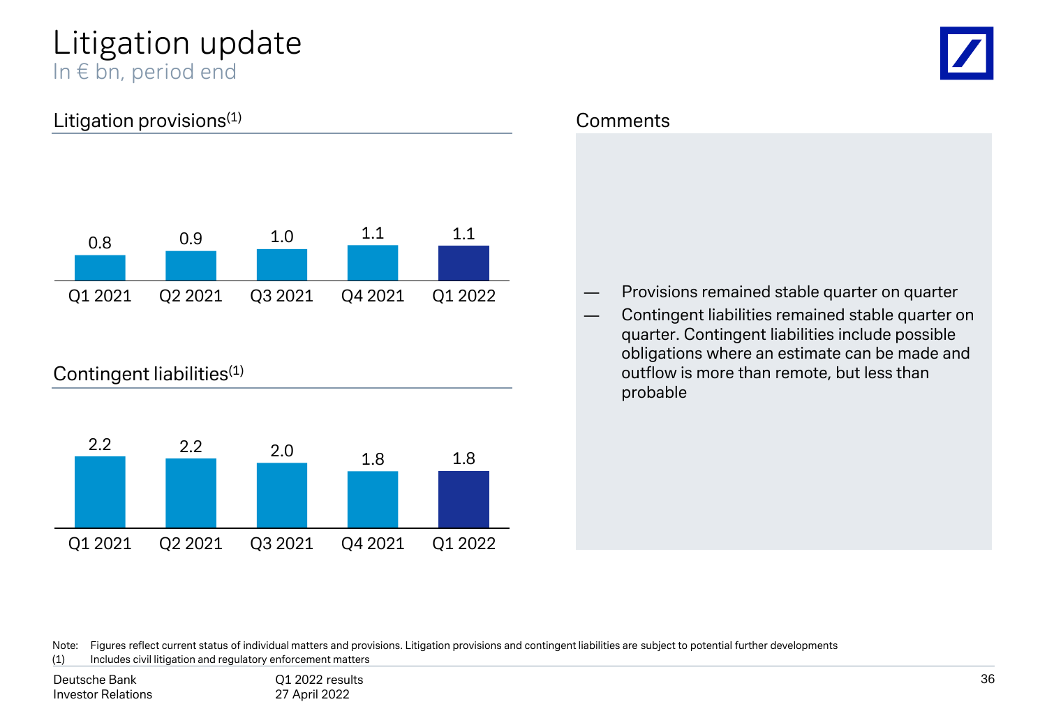# Litigation update

In € bn, period end

## Litigation provisions[1]

| Q1 2021 | Q2 2021 | Q3 2021 | Q4 2021 | Q1 2022 |
|---|---|---|---|---|
| 0.8 | 0.9 | 1.0 | 1.1 | 1.1 |

## Contingent liabilities[1]

| Q1 2021 | Q2 2021 | Q3 2021 | Q4 2021 | Q1 2022 |
|---|---|---|---|---|
| 2.2 | 2.2 | 2.0 | 1.8 | 1.8 |

## Comments

- Provisions remained stable quarter on quarter
- Contingent liabilities remained stable quarter on quarter. Contingent liabilities include possible obligations where an estimate can be made and outflow is more than remote, but less than probable

Note: Figures reflect current status of individual matters and provisions. Litigation provisions and contingent liabilities are subject to potential further developments

(1) Includes civil litigation and regulatory enforcement matters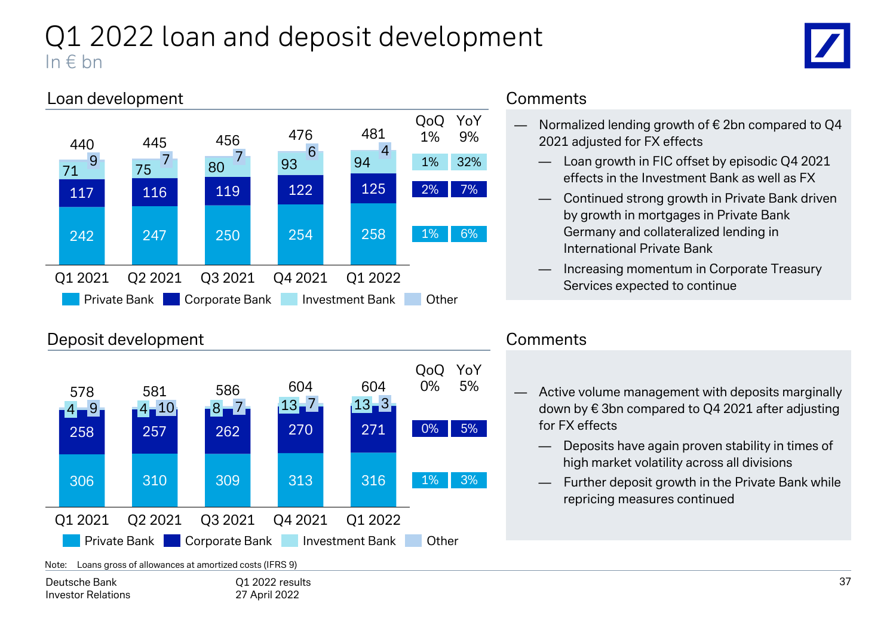# Q1 2022 loan and deposit development

In € bn

## Loan development

| | Q1 2021 | Q2 2021 | Q3 2021 | Q4 2021 | Q1 2022 | QoQ | YoY |
|---|---|---|---|---|---|---|---|
| Total | 440 | 445 | 456 | 476 | 481 | 1% | 9% |
| Other | 9 | 7 | 7 | 6 | 4 | | |
| Investment Bank | 71 | 75 | 80 | 93 | 94 | 1% | 32% |
| Corporate Bank | 117 | 116 | 119 | 122 | 125 | 2% | 7% |
| Private Bank | 242 | 247 | 250 | 254 | 258 | 1% | 6% |

## Comments

— Normalized lending growth of € 2bn compared to Q4 2021 adjusted for FX effects
  — Loan growth in FIC offset by episodic Q4 2021 effects in the Investment Bank as well as FX
  — Continued strong growth in Private Bank driven by growth in mortgages in Private Bank Germany and collateralized lending in International Private Bank
  — Increasing momentum in Corporate Treasury Services expected to continue

## Deposit development

| | Q1 2021 | Q2 2021 | Q3 2021 | Q4 2021 | Q1 2022 | QoQ | YoY |
|---|---|---|---|---|---|---|---|
| Total | 578 | 581 | 586 | 604 | 604 | 0% | 5% |
| Investment Bank | 4 | 4 | 8 | 13 | 13 | | |
| Other | 9 | 10 | 7 | 7 | 3 | | |
| Corporate Bank | 258 | 257 | 262 | 270 | 271 | 0% | 5% |
| Private Bank | 306 | 310 | 309 | 313 | 316 | 1% | 3% |

## Comments

— Active volume management with deposits marginally down by € 3bn compared to Q4 2021 after adjusting for FX effects
  — Deposits have again proven stability in times of high market volatility across all divisions
  — Further deposit growth in the Private Bank while repricing measures continued

Note: Loans gross of allowances at amortized costs (IFRS 9)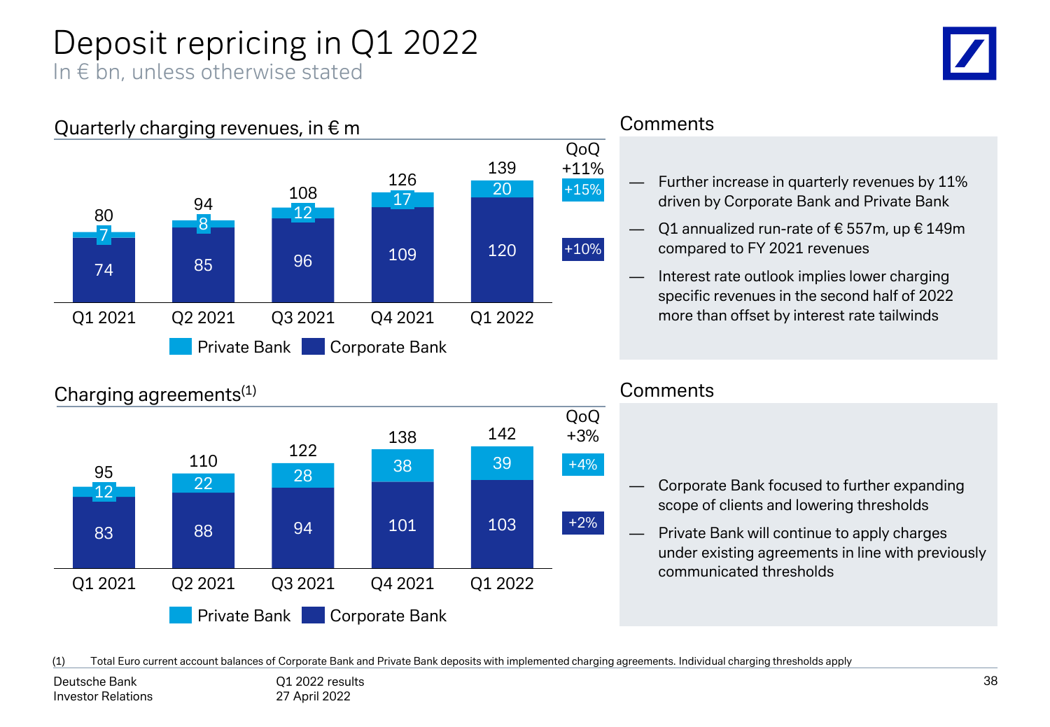# Deposit repricing in Q1 2022

In € bn, unless otherwise stated

## Quarterly charging revenues, in € m

| | Q1 2021 | Q2 2021 | Q3 2021 | Q4 2021 | Q1 2022 | QoQ |
|---|---|---|---|---|---|---|
| Private Bank | 7 | 8 | 12 | 17 | 20 | +15% |
| Corporate Bank | 74 | 85 | 96 | 109 | 120 | +10% |
| Total | 80 | 94 | 108 | 126 | 139 | +11% |

### Comments

- Further increase in quarterly revenues by 11% driven by Corporate Bank and Private Bank
- Q1 annualized run-rate of € 557m, up € 149m compared to FY 2021 revenues
- Interest rate outlook implies lower charging specific revenues in the second half of 2022 more than offset by interest rate tailwinds

## Charging agreements[1]

| | Q1 2021 | Q2 2021 | Q3 2021 | Q4 2021 | Q1 2022 | QoQ |
|---|---|---|---|---|---|---|
| Private Bank | 12 | 22 | 28 | 38 | 39 | +4% |
| Corporate Bank | 83 | 88 | 94 | 101 | 103 | +2% |
| Total | 95 | 110 | 122 | 138 | 142 | +3% |

### Comments

- Corporate Bank focused to further expanding scope of clients and lowering thresholds
- Private Bank will continue to apply charges under existing agreements in line with previously communicated thresholds

(1) Total Euro current account balances of Corporate Bank and Private Bank deposits with implemented charging agreements. Individual charging thresholds apply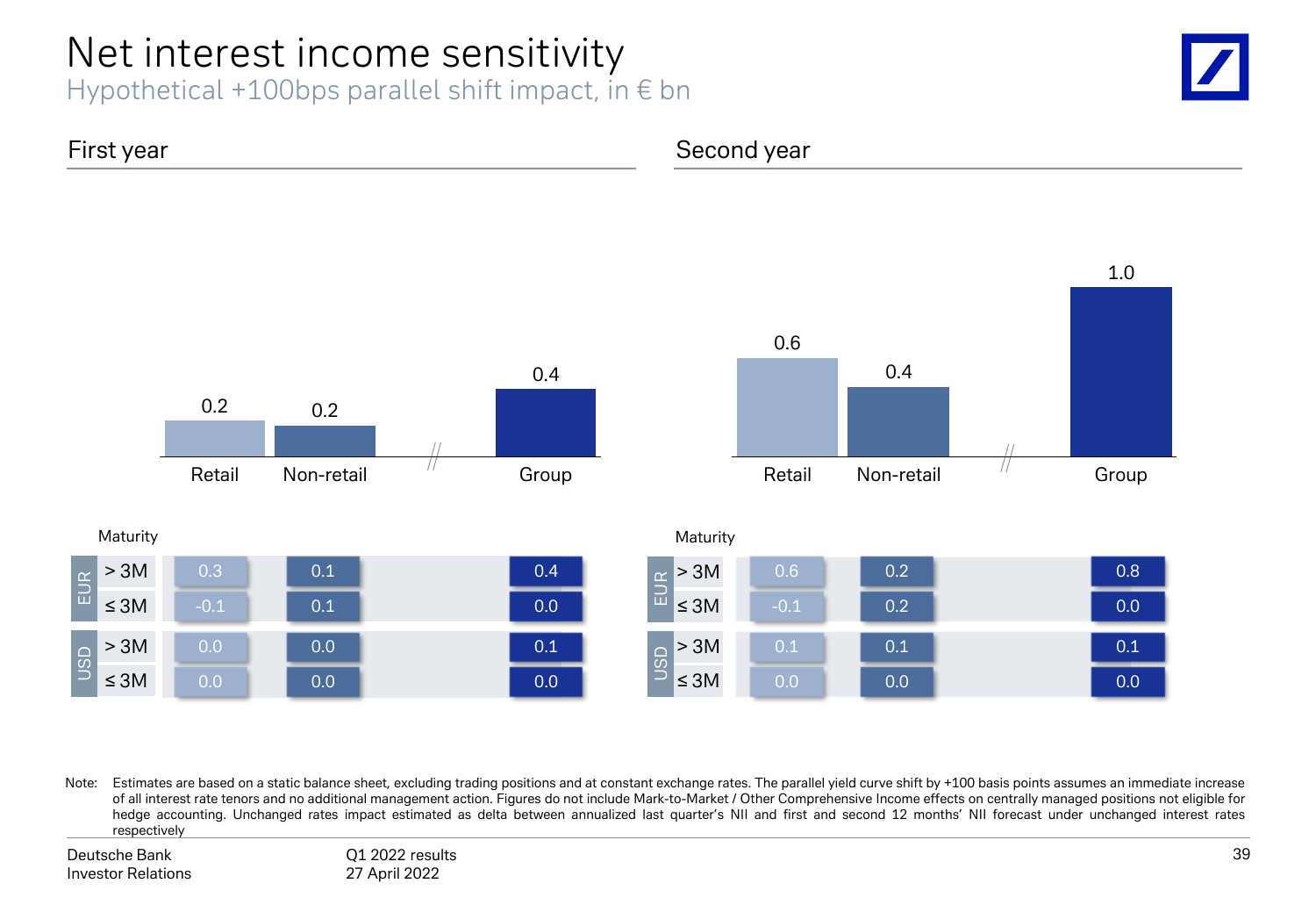# Net interest income sensitivity

Hypothetical +100bps parallel shift impact, in € bn

## First year

| | Retail | Non-retail | Group |
|---|---|---|---|
| Total | 0.2 | 0.2 | 0.4 |

| Currency | Maturity | Retail | Non-retail | Group |
|---|---|---|---|---|
| EUR | > 3M | 0.3 | 0.1 | 0.4 |
| EUR | ≤ 3M | -0.1 | 0.1 | 0.0 |
| USD | > 3M | 0.0 | 0.0 | 0.1 |
| USD | ≤ 3M | 0.0 | 0.0 | 0.0 |

## Second year

| | Retail | Non-retail | Group |
|---|---|---|---|
| Total | 0.6 | 0.4 | 1.0 |

| Currency | Maturity | Retail | Non-retail | Group |
|---|---|---|---|---|
| EUR | > 3M | 0.6 | 0.2 | 0.8 |
| EUR | ≤ 3M | -0.1 | 0.2 | 0.0 |
| USD | > 3M | 0.1 | 0.1 | 0.1 |
| USD | ≤ 3M | 0.0 | 0.0 | 0.0 |

Note: Estimates are based on a static balance sheet, excluding trading positions and at constant exchange rates. The parallel yield curve shift by +100 basis points assumes an immediate increase of all interest rate tenors and no additional management action. Figures do not include Mark-to-Market / Other Comprehensive Income effects on centrally managed positions not eligible for hedge accounting. Unchanged rates impact estimated as delta between annualized last quarter's NII and first and second 12 months' NII forecast under unchanged interest rates respectively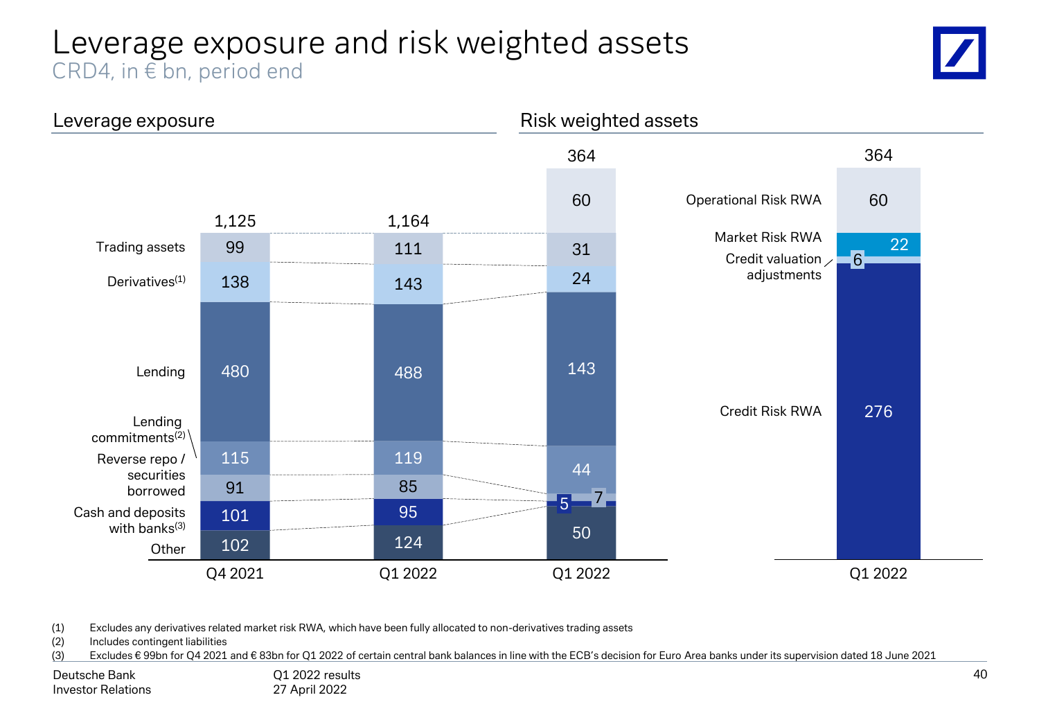# Leverage exposure and risk weighted assets

CRD4, in € bn, period end

## Leverage exposure

| | Q4 2021 | Q1 2022 |
|---|---|---|
| Trading assets | 99 | 111 |
| Derivatives[1] | 138 | 143 |
| Lending | 480 | 488 |
| Lending commitments[2] | 115 | 119 |
| Reverse repo / securities borrowed | 91 | 85 |
| Cash and deposits with banks[3] | 101 | 95 |
| Other | 102 | 124 |
| **Total** | **1,125** | **1,164** |

## Risk weighted assets

| RWA by leverage exposure category | Q1 2022 |
|---|---|
| Operational risk | 60 |
| Trading assets | 31 |
| Derivatives | 24 |
| Lending | 143 |
| Lending commitments | 44 |
| Reverse repo / securities borrowed | 7 |
| Cash and deposits with banks | 5 |
| Other | 50 |
| **Total** | **364** |

| RWA by risk type | Q1 2022 |
|---|---|
| Operational Risk RWA | 60 |
| Market Risk RWA | 22 |
| Credit valuation adjustments | 6 |
| Credit Risk RWA | 276 |
| **Total** | **364** |

(1) Excludes any derivatives related market risk RWA, which have been fully allocated to non-derivatives trading assets
(2) Includes contingent liabilities
(3) Excludes € 99bn for Q4 2021 and € 83bn for Q1 2022 of certain central bank balances in line with the ECB's decision for Euro Area banks under its supervision dated 18 June 2021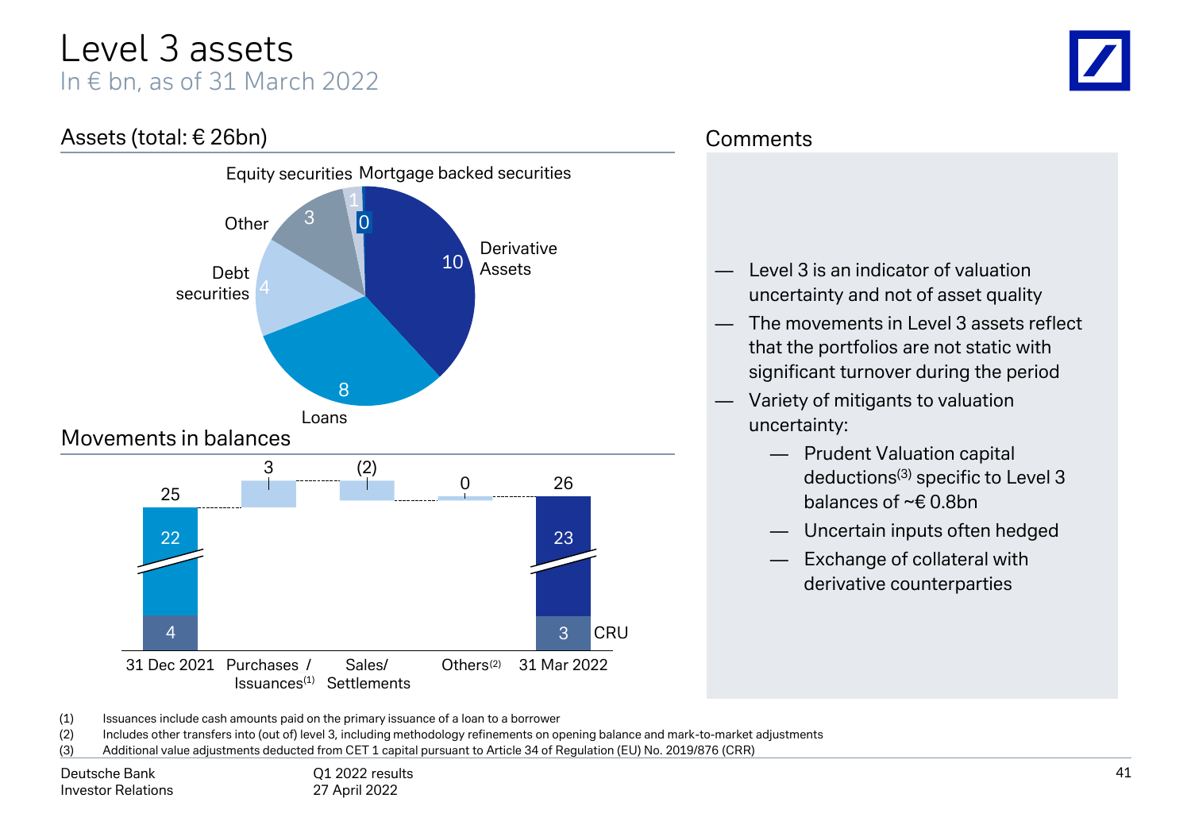# Level 3 assets

In € bn, as of 31 March 2022

## Assets (total: € 26bn)

| Category | € bn |
|---|---|
| Derivative Assets | 10 |
| Loans | 8 |
| Debt securities | 4 |
| Other | 3 |
| Equity securities | 1 |
| Mortgage backed securities | 0 |

## Movements in balances

| | 31 Dec 2021 | Purchases / Issuances(1) | Sales/ Settlements | Others(2) | 31 Mar 2022 |
|---|---|---|---|---|---|
| Total | 25 | 3 | (2) | 0 | 26 |
| Non-CRU | 22 | | | | 23 |
| CRU | 4 | | | | 3 |

## Comments

- Level 3 is an indicator of valuation uncertainty and not of asset quality
- The movements in Level 3 assets reflect that the portfolios are not static with significant turnover during the period
- Variety of mitigants to valuation uncertainty:
  - Prudent Valuation capital deductions(3) specific to Level 3 balances of ~€ 0.8bn
  - Uncertain inputs often hedged
  - Exchange of collateral with derivative counterparties

(1) Issuances include cash amounts paid on the primary issuance of a loan to a borrower
(2) Includes other transfers into (out of) level 3, including methodology refinements on opening balance and mark-to-market adjustments
(3) Additional value adjustments deducted from CET 1 capital pursuant to Article 34 of Regulation (EU) No. 2019/876 (CRR)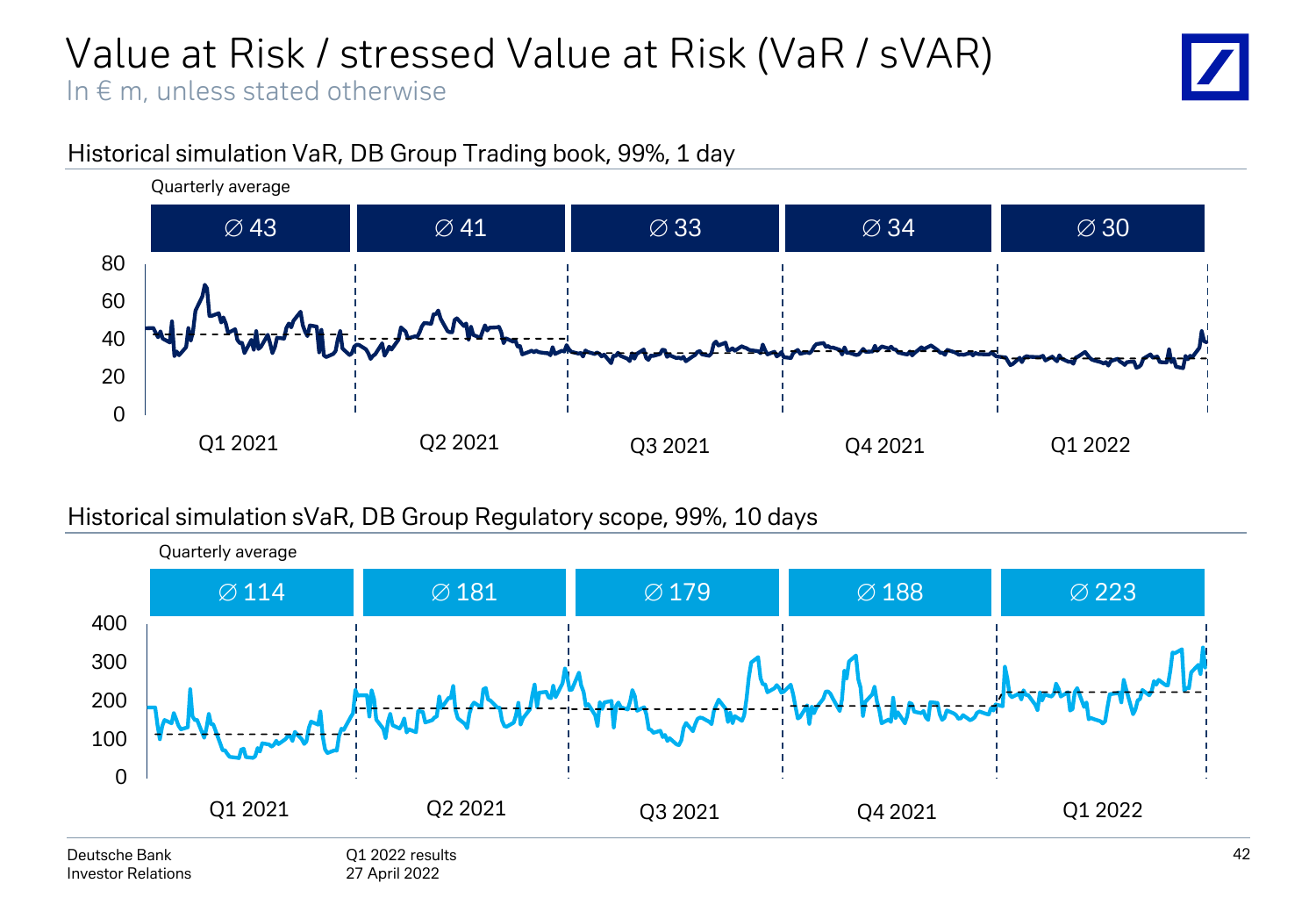# Value at Risk / stressed Value at Risk (VaR / sVAR)

In € m, unless stated otherwise

## Historical simulation VaR, DB Group Trading book, 99%, 1 day

Quarterly average

| Q1 2021 | Q2 2021 | Q3 2021 | Q4 2021 | Q1 2022 |
|---|---|---|---|---|
| ∅ 43 | ∅ 41 | ∅ 33 | ∅ 34 | ∅ 30 |

## Historical simulation sVaR, DB Group Regulatory scope, 99%, 10 days

Quarterly average

| Q1 2021 | Q2 2021 | Q3 2021 | Q4 2021 | Q1 2022 |
|---|---|---|---|---|
| ∅ 114 | ∅ 181 | ∅ 179 | ∅ 188 | ∅ 223 |

Deutsche Bank
Investor Relations

Q1 2022 results
27 April 2022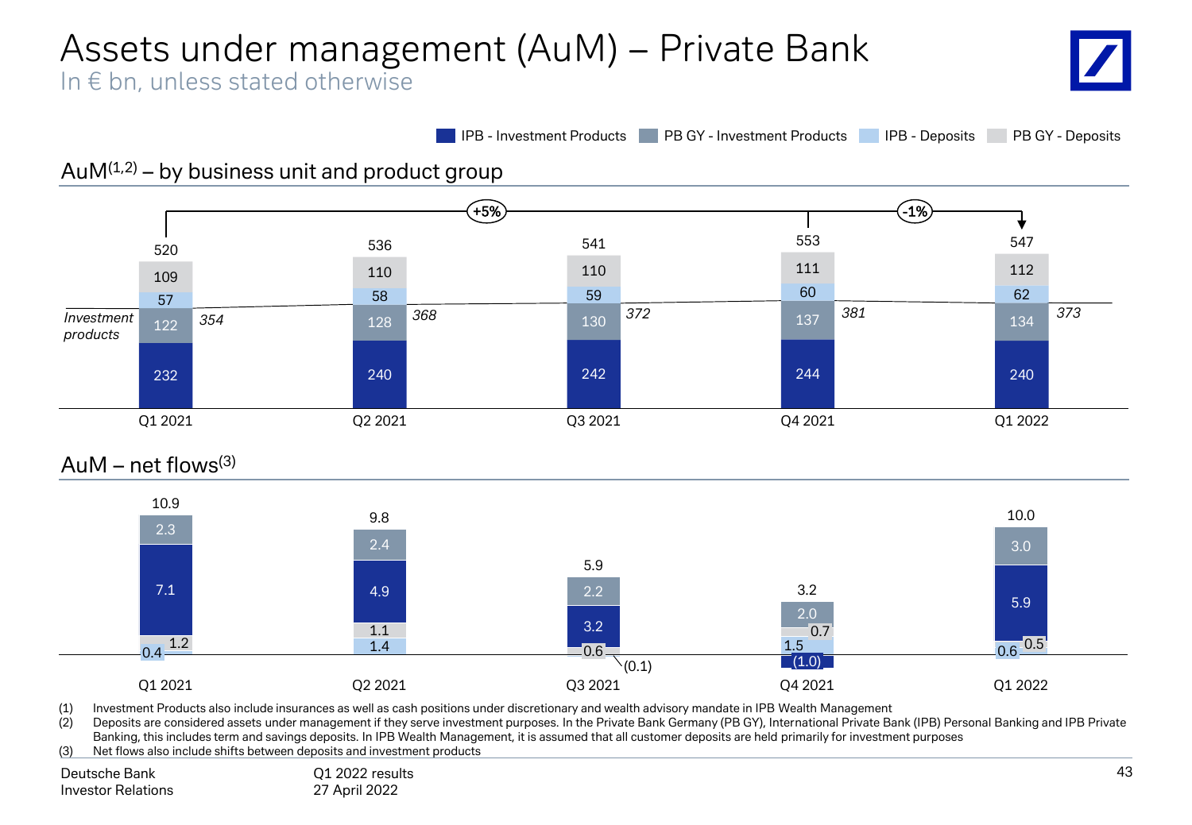# Assets under management (AuM) – Private Bank

In € bn, unless stated otherwise

## AuM[1,2] – by business unit and product group

| | Q1 2021 | Q2 2021 | Q3 2021 | Q4 2021 | Q1 2022 |
|---|---|---|---|---|---|
| PB GY - Deposits | 109 | 110 | 110 | 111 | 112 |
| IPB - Deposits | 57 | 58 | 59 | 60 | 62 |
| PB GY - Investment Products | 122 | 128 | 130 | 137 | 134 |
| IPB - Investment Products | 232 | 240 | 242 | 244 | 240 |
| Investment products | 354 | 368 | 372 | 381 | 373 |
| Total | 520 | 536 | 541 | 553 | 547 |

Q1 2021 to Q4 2021: +5%; Q4 2021 to Q1 2022: -1%

## AuM – net flows[3]

| | Q1 2021 | Q2 2021 | Q3 2021 | Q4 2021 | Q1 2022 |
|---|---|---|---|---|---|
| PB GY - Investment Products | 2.3 | 2.4 | 2.2 | 2.0 | 3.0 |
| IPB - Investment Products | 7.1 | 4.9 | 3.2 | (1.0) | 5.9 |
| PB GY - Deposits | 1.2 | 1.1 | 0.6 | 0.7 | 0.5 |
| IPB - Deposits | 0.4 | 1.4 | (0.1) | 1.5 | 0.6 |
| Total | 10.9 | 9.8 | 5.9 | 3.2 | 10.0 |

(1) Investment Products also include insurances as well as cash positions under discretionary and wealth advisory mandate in IPB Wealth Management

(2) Deposits are considered assets under management if they serve investment purposes. In the Private Bank Germany (PB GY), International Private Bank (IPB) Personal Banking and IPB Private Banking, this includes term and savings deposits. In IPB Wealth Management, it is assumed that all customer deposits are held primarily for investment purposes

(3) Net flows also include shifts between deposits and investment products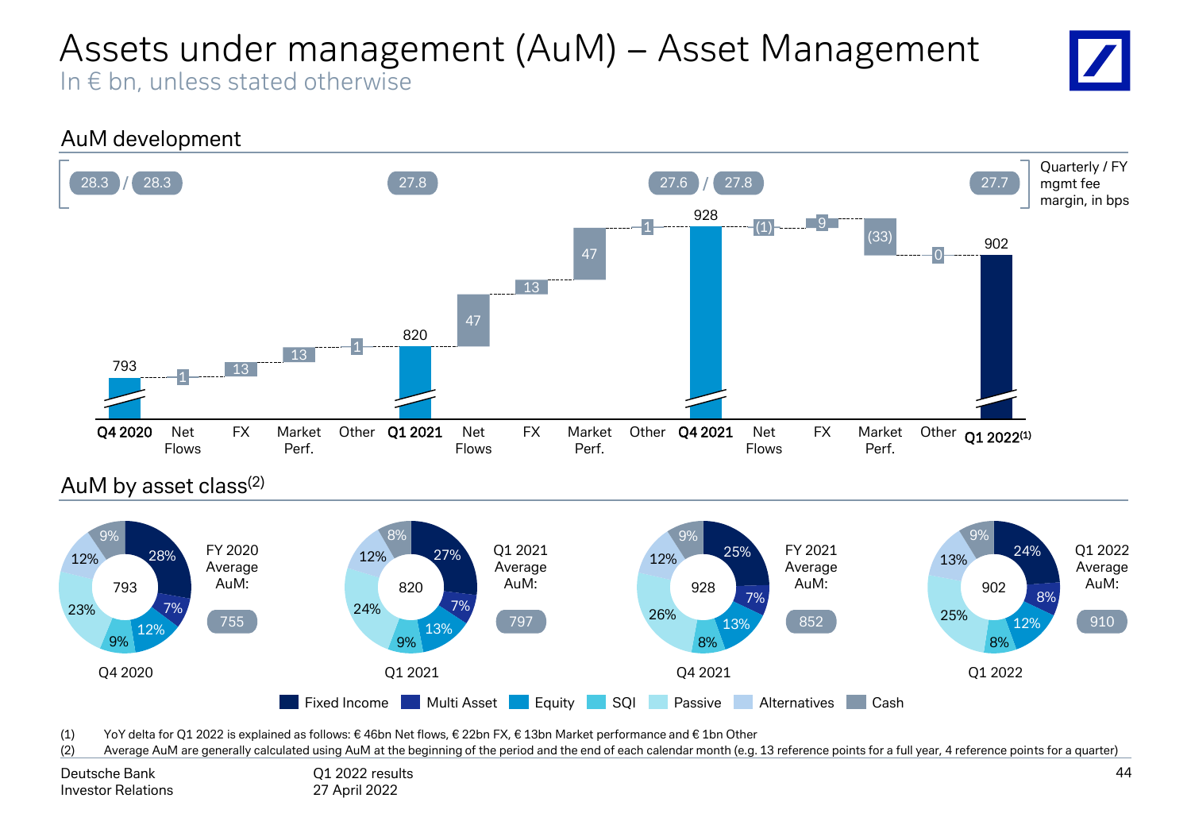# Assets under management (AuM) – Asset Management

In € bn, unless stated otherwise

## AuM development

| | Q4 2020 | Net Flows | FX | Market Perf. | Other | Q1 2021 | Net Flows | FX | Market Perf. | Other | Q4 2021 | Net Flows | FX | Market Perf. | Other | Q1 2022[(1)] |
|---|---|---|---|---|---|---|---|---|---|---|---|---|---|---|---|---|
| AuM | 793 | 1 | 13 | 13 | 1 | 820 | 47 | 13 | 47 | 1 | 928 | (1) | 9 | (33) | 0 | 902 |
| Quarterly / FY mgmt fee margin, in bps | 28.3 / 28.3 | | | | | 27.8 | | | | | 27.6 / 27.8 | | | | | 27.7 |

## AuM by asset class[(2)]

| | Q4 2020 | Q1 2021 | Q4 2021 | Q1 2022 |
|---|---|---|---|---|
| Total AuM | 793 | 820 | 928 | 902 |
| Fixed Income | 28% | 27% | 25% | 24% |
| Multi Asset | 7% | 7% | 7% | 8% |
| Equity | 12% | 13% | 13% | 12% |
| SQI | 9% | 9% | 8% | 8% |
| Passive | 23% | 24% | 26% | 25% |
| Alternatives | 12% | 12% | 12% | 13% |
| Cash | 9% | 8% | 9% | 9% |
| Average AuM | FY 2020: 755 | Q1 2021: 797 | FY 2021: 852 | Q1 2022: 910 |

(1) YoY delta for Q1 2022 is explained as follows: € 46bn Net flows, € 22bn FX, € 13bn Market performance and € 1bn Other

(2) Average AuM are generally calculated using AuM at the beginning of the period and the end of each calendar month (e.g. 13 reference points for a full year, 4 reference points for a quarter)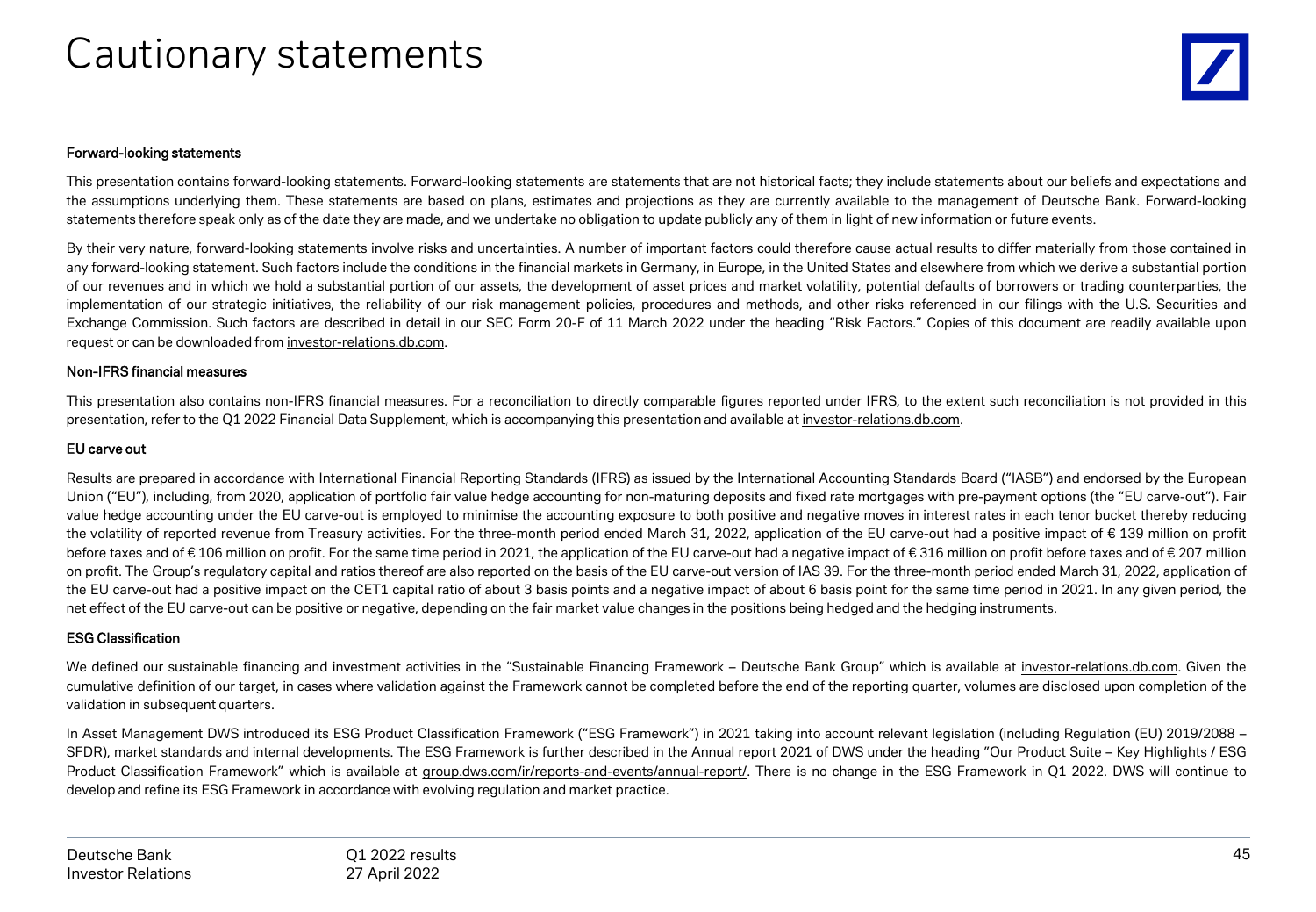# Cautionary statements

**Forward-looking statements**

This presentation contains forward-looking statements. Forward-looking statements are statements that are not historical facts; they include statements about our beliefs and expectations and the assumptions underlying them. These statements are based on plans, estimates and projections as they are currently available to the management of Deutsche Bank. Forward-looking statements therefore speak only as of the date they are made, and we undertake no obligation to update publicly any of them in light of new information or future events.

By their very nature, forward-looking statements involve risks and uncertainties. A number of important factors could therefore cause actual results to differ materially from those contained in any forward-looking statement. Such factors include the conditions in the financial markets in Germany, in Europe, in the United States and elsewhere from which we derive a substantial portion of our revenues and in which we hold a substantial portion of our assets, the development of asset prices and market volatility, potential defaults of borrowers or trading counterparties, the implementation of our strategic initiatives, the reliability of our risk management policies, procedures and methods, and other risks referenced in our filings with the U.S. Securities and Exchange Commission. Such factors are described in detail in our SEC Form 20-F of 11 March 2022 under the heading "Risk Factors." Copies of this document are readily available upon request or can be downloaded from investor-relations.db.com.

**Non-IFRS financial measures**

This presentation also contains non-IFRS financial measures. For a reconciliation to directly comparable figures reported under IFRS, to the extent such reconciliation is not provided in this presentation, refer to the Q1 2022 Financial Data Supplement, which is accompanying this presentation and available at investor-relations.db.com.

**EU carve out**

Results are prepared in accordance with International Financial Reporting Standards (IFRS) as issued by the International Accounting Standards Board ("IASB") and endorsed by the European Union ("EU"), including, from 2020, application of portfolio fair value hedge accounting for non-maturing deposits and fixed rate mortgages with pre-payment options (the "EU carve-out"). Fair value hedge accounting under the EU carve-out is employed to minimise the accounting exposure to both positive and negative moves in interest rates in each tenor bucket thereby reducing the volatility of reported revenue from Treasury activities. For the three-month period ended March 31, 2022, application of the EU carve-out had a positive impact of € 139 million on profit before taxes and of € 106 million on profit. For the same time period in 2021, the application of the EU carve-out had a negative impact of € 316 million on profit before taxes and of € 207 million on profit. The Group's regulatory capital and ratios thereof are also reported on the basis of the EU carve-out version of IAS 39. For the three-month period ended March 31, 2022, application of the EU carve-out had a positive impact on the CET1 capital ratio of about 3 basis points and a negative impact of about 6 basis point for the same time period in 2021. In any given period, the net effect of the EU carve-out can be positive or negative, depending on the fair market value changes in the positions being hedged and the hedging instruments.

**ESG Classification**

We defined our sustainable financing and investment activities in the "Sustainable Financing Framework – Deutsche Bank Group" which is available at investor-relations.db.com. Given the cumulative definition of our target, in cases where validation against the Framework cannot be completed before the end of the reporting quarter, volumes are disclosed upon completion of the validation in subsequent quarters.

In Asset Management DWS introduced its ESG Product Classification Framework ("ESG Framework") in 2021 taking into account relevant legislation (including Regulation (EU) 2019/2088 – SFDR), market standards and internal developments. The ESG Framework is further described in the Annual report 2021 of DWS under the heading "Our Product Suite – Key Highlights / ESG Product Classification Framework" which is available at group.dws.com/ir/reports-and-events/annual-report/. There is no change in the ESG Framework in Q1 2022. DWS will continue to develop and refine its ESG Framework in accordance with evolving regulation and market practice.